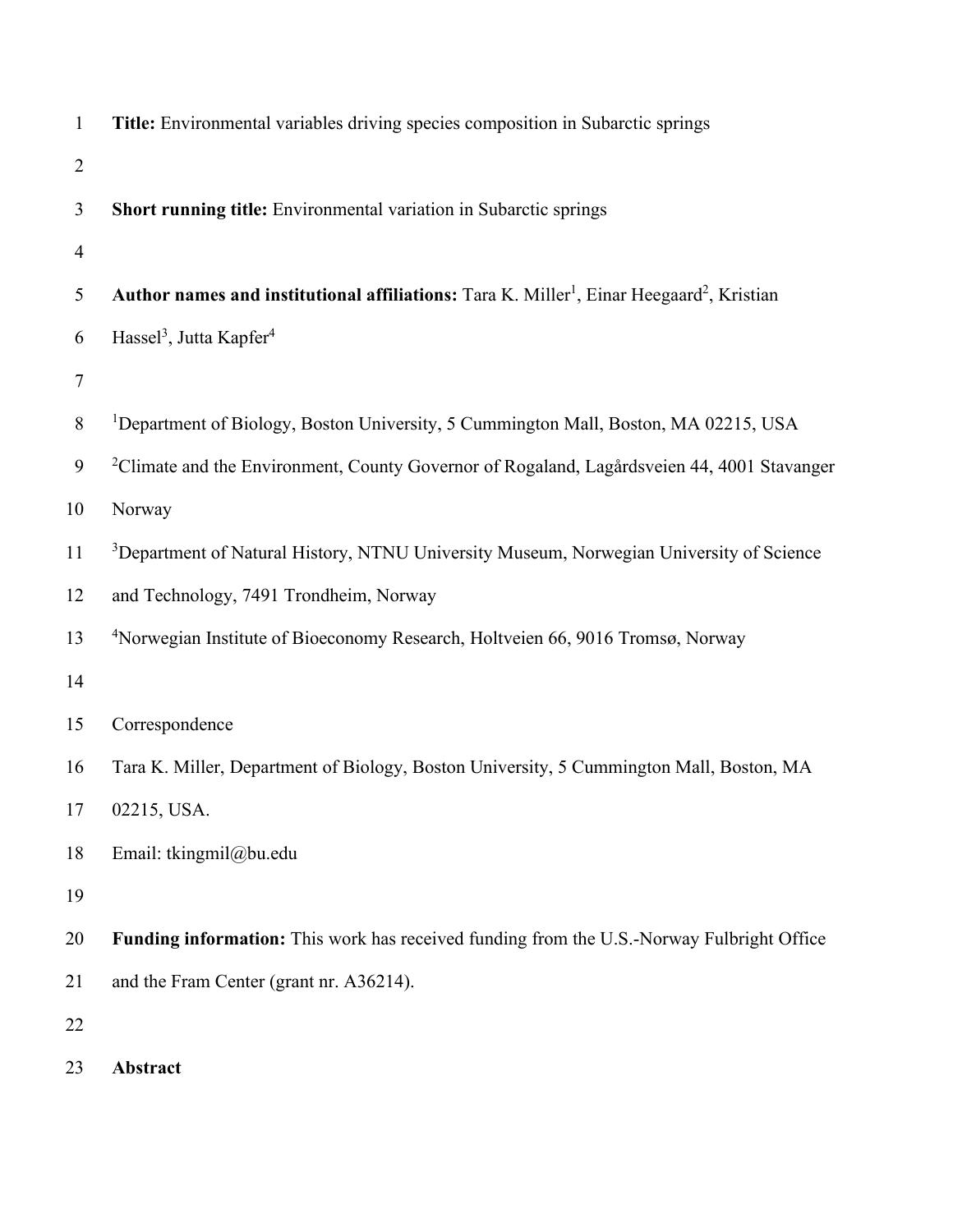**Title:** Environmental variables driving species composition in Subarctic springs

**Short running title:** Environmental variation in Subarctic springs

**Author names and institutional affiliations:** Tara K. Miller[1], Einar Heegaard[2], Kristian Hassel[3], Jutta Kapfer[4]

[1]Department of Biology, Boston University, 5 Cummington Mall, Boston, MA 02215, USA

[2]Climate and the Environment, County Governor of Rogaland, Lagårdsveien 44, 4001 Stavanger Norway

[3]Department of Natural History, NTNU University Museum, Norwegian University of Science and Technology, 7491 Trondheim, Norway

[4]Norwegian Institute of Bioeconomy Research, Holtveien 66, 9016 Tromsø, Norway

Correspondence

Tara K. Miller, Department of Biology, Boston University, 5 Cummington Mall, Boston, MA 02215, USA.

Email: tkingmil@bu.edu

**Funding information:** This work has received funding from the U.S.-Norway Fulbright Office and the Fram Center (grant nr. A36214).

**Abstract**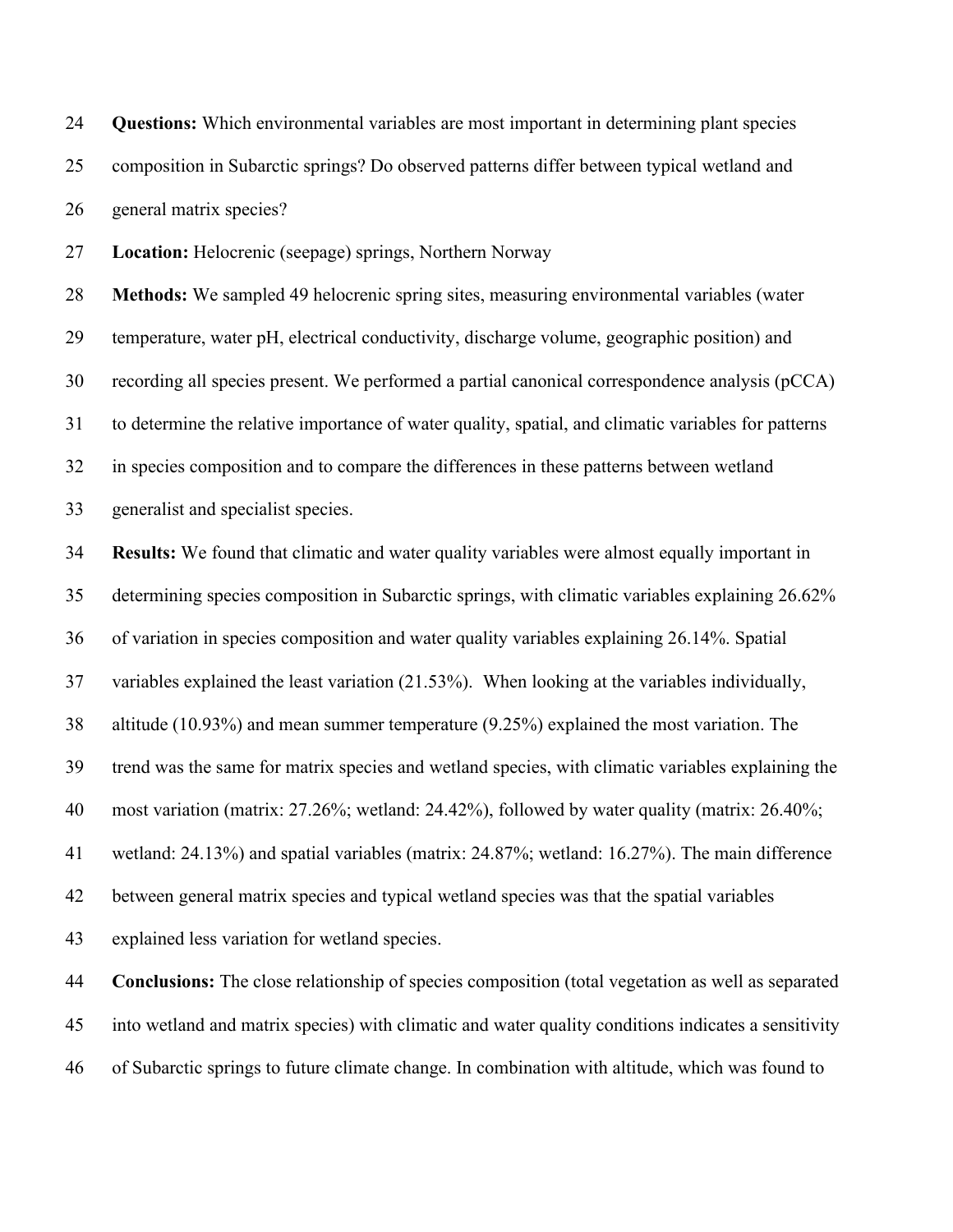**Questions:** Which environmental variables are most important in determining plant species composition in Subarctic springs? Do observed patterns differ between typical wetland and general matrix species?

**Location:** Helocrenic (seepage) springs, Northern Norway

**Methods:** We sampled 49 helocrenic spring sites, measuring environmental variables (water temperature, water pH, electrical conductivity, discharge volume, geographic position) and recording all species present. We performed a partial canonical correspondence analysis (pCCA) to determine the relative importance of water quality, spatial, and climatic variables for patterns in species composition and to compare the differences in these patterns between wetland generalist and specialist species.

**Results:** We found that climatic and water quality variables were almost equally important in determining species composition in Subarctic springs, with climatic variables explaining 26.62% of variation in species composition and water quality variables explaining 26.14%. Spatial variables explained the least variation (21.53%). When looking at the variables individually, altitude (10.93%) and mean summer temperature (9.25%) explained the most variation. The trend was the same for matrix species and wetland species, with climatic variables explaining the most variation (matrix: 27.26%; wetland: 24.42%), followed by water quality (matrix: 26.40%; wetland: 24.13%) and spatial variables (matrix: 24.87%; wetland: 16.27%). The main difference between general matrix species and typical wetland species was that the spatial variables explained less variation for wetland species.

**Conclusions:** The close relationship of species composition (total vegetation as well as separated into wetland and matrix species) with climatic and water quality conditions indicates a sensitivity of Subarctic springs to future climate change. In combination with altitude, which was found to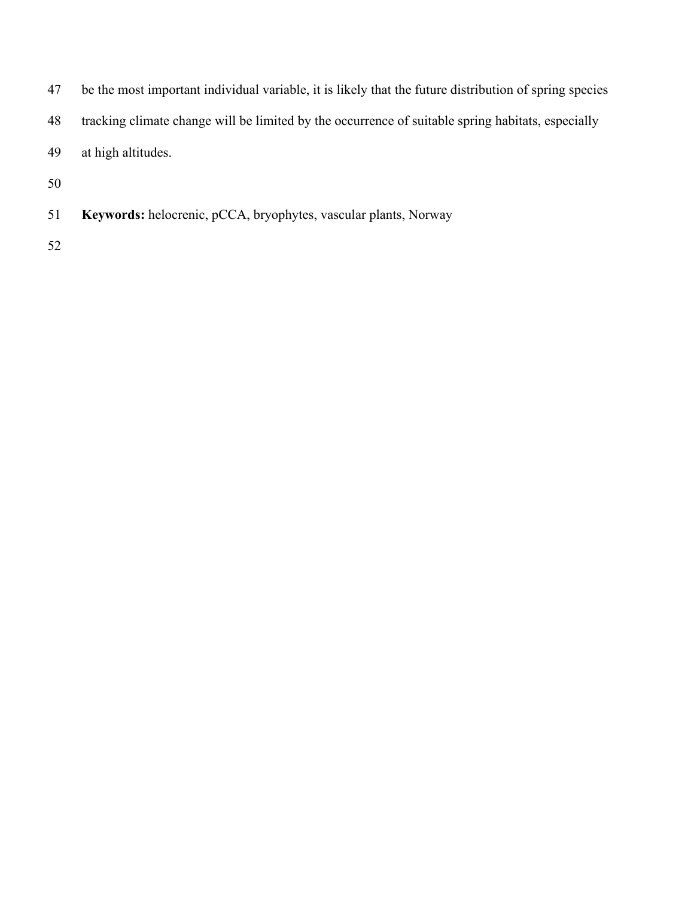be the most important individual variable, it is likely that the future distribution of spring species tracking climate change will be limited by the occurrence of suitable spring habitats, especially at high altitudes.

**Keywords:** helocrenic, pCCA, bryophytes, vascular plants, Norway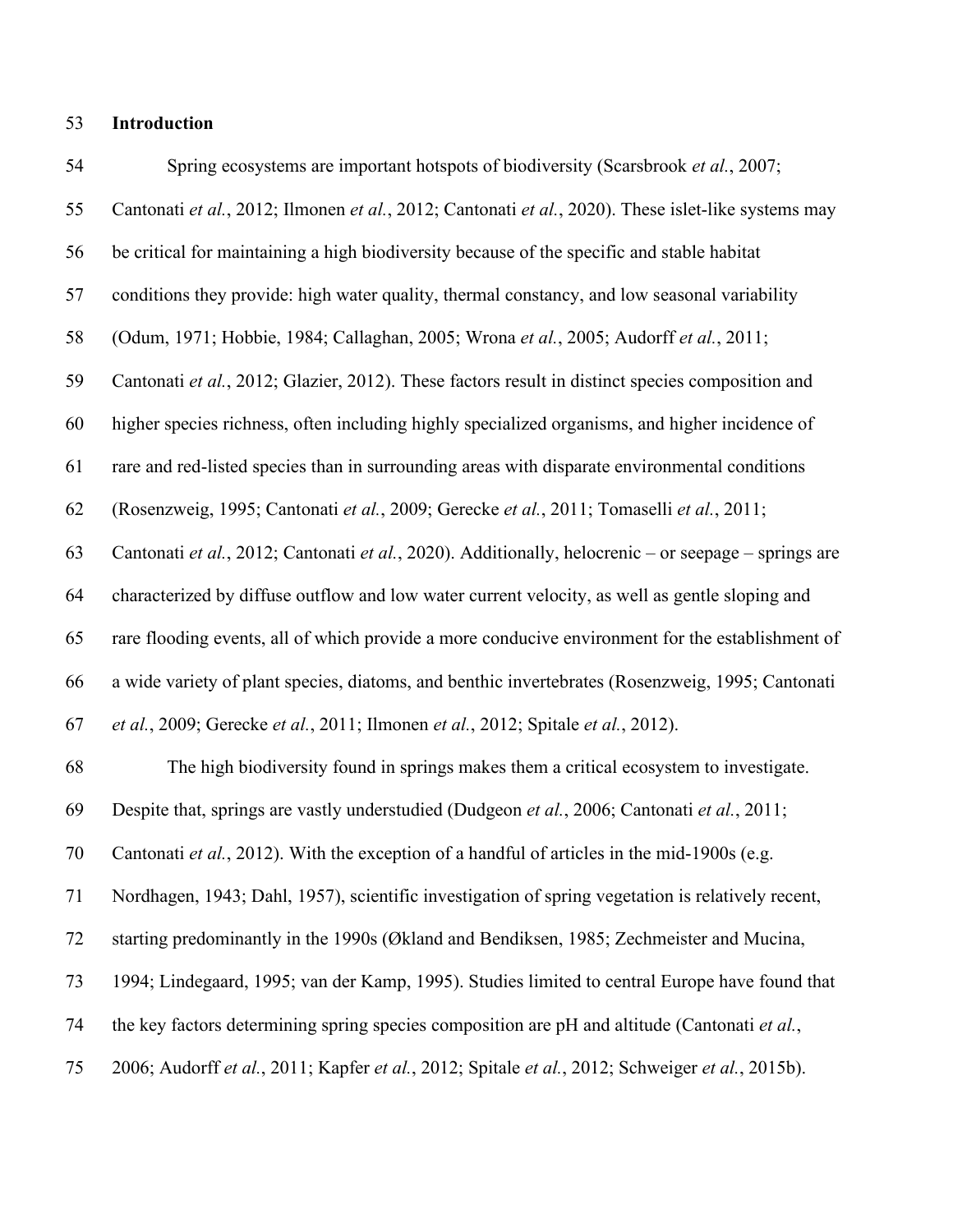## Introduction

Spring ecosystems are important hotspots of biodiversity (Scarsbrook *et al.*, 2007; Cantonati *et al.*, 2012; Ilmonen *et al.*, 2012; Cantonati *et al.*, 2020). These islet-like systems may be critical for maintaining a high biodiversity because of the specific and stable habitat conditions they provide: high water quality, thermal constancy, and low seasonal variability (Odum, 1971; Hobbie, 1984; Callaghan, 2005; Wrona *et al.*, 2005; Audorff *et al.*, 2011; Cantonati *et al.*, 2012; Glazier, 2012). These factors result in distinct species composition and higher species richness, often including highly specialized organisms, and higher incidence of rare and red-listed species than in surrounding areas with disparate environmental conditions (Rosenzweig, 1995; Cantonati *et al.*, 2009; Gerecke *et al.*, 2011; Tomaselli *et al.*, 2011; Cantonati *et al.*, 2012; Cantonati *et al.*, 2020). Additionally, helocrenic – or seepage – springs are characterized by diffuse outflow and low water current velocity, as well as gentle sloping and rare flooding events, all of which provide a more conducive environment for the establishment of a wide variety of plant species, diatoms, and benthic invertebrates (Rosenzweig, 1995; Cantonati *et al.*, 2009; Gerecke *et al.*, 2011; Ilmonen *et al.*, 2012; Spitale *et al.*, 2012).

The high biodiversity found in springs makes them a critical ecosystem to investigate. Despite that, springs are vastly understudied (Dudgeon *et al.*, 2006; Cantonati *et al.*, 2011; Cantonati *et al.*, 2012). With the exception of a handful of articles in the mid-1900s (e.g. Nordhagen, 1943; Dahl, 1957), scientific investigation of spring vegetation is relatively recent, starting predominantly in the 1990s (Økland and Bendiksen, 1985; Zechmeister and Mucina, 1994; Lindegaard, 1995; van der Kamp, 1995). Studies limited to central Europe have found that the key factors determining spring species composition are pH and altitude (Cantonati *et al.*, 2006; Audorff *et al.*, 2011; Kapfer *et al.*, 2012; Spitale *et al.*, 2012; Schweiger *et al.*, 2015b).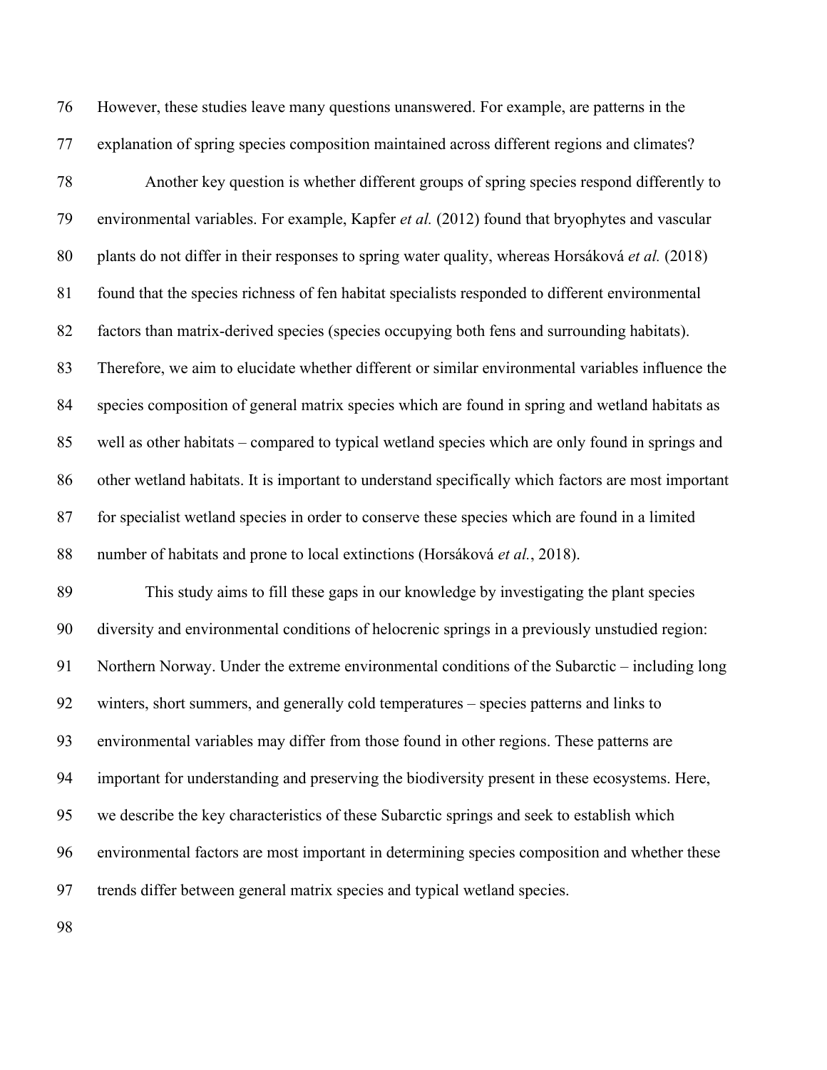However, these studies leave many questions unanswered. For example, are patterns in the explanation of spring species composition maintained across different regions and climates?

Another key question is whether different groups of spring species respond differently to environmental variables. For example, Kapfer *et al.* (2012) found that bryophytes and vascular plants do not differ in their responses to spring water quality, whereas Horsáková *et al.* (2018) found that the species richness of fen habitat specialists responded to different environmental factors than matrix-derived species (species occupying both fens and surrounding habitats). Therefore, we aim to elucidate whether different or similar environmental variables influence the species composition of general matrix species which are found in spring and wetland habitats as well as other habitats – compared to typical wetland species which are only found in springs and other wetland habitats. It is important to understand specifically which factors are most important for specialist wetland species in order to conserve these species which are found in a limited number of habitats and prone to local extinctions (Horsáková *et al.*, 2018).

This study aims to fill these gaps in our knowledge by investigating the plant species diversity and environmental conditions of helocrenic springs in a previously unstudied region: Northern Norway. Under the extreme environmental conditions of the Subarctic – including long winters, short summers, and generally cold temperatures – species patterns and links to environmental variables may differ from those found in other regions. These patterns are important for understanding and preserving the biodiversity present in these ecosystems. Here, we describe the key characteristics of these Subarctic springs and seek to establish which environmental factors are most important in determining species composition and whether these trends differ between general matrix species and typical wetland species.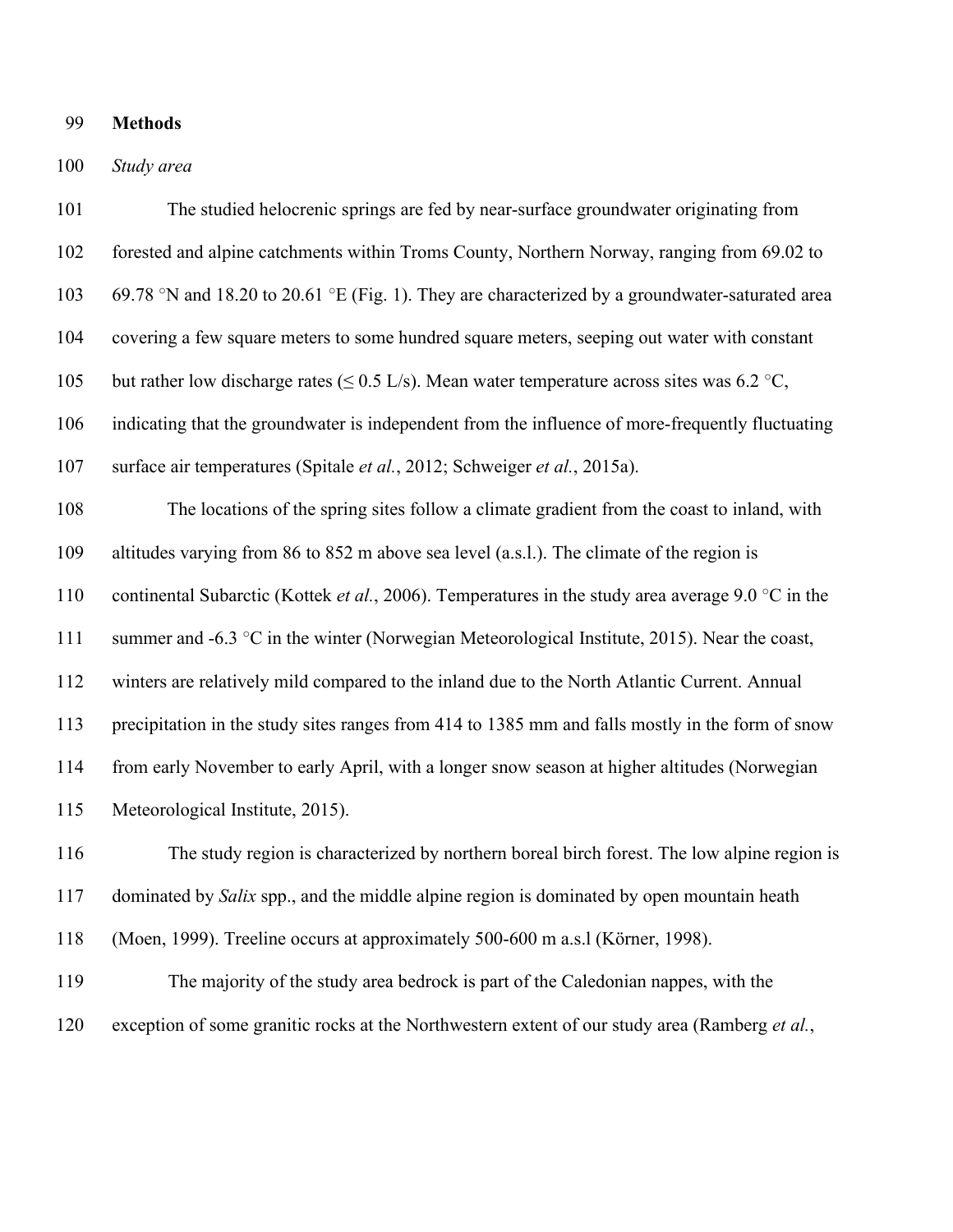## Methods

### *Study area*

The studied helocrenic springs are fed by near-surface groundwater originating from forested and alpine catchments within Troms County, Northern Norway, ranging from 69.02 to 69.78 °N and 18.20 to 20.61 °E (Fig. 1). They are characterized by a groundwater-saturated area covering a few square meters to some hundred square meters, seeping out water with constant but rather low discharge rates (≤ 0.5 L/s). Mean water temperature across sites was 6.2 °C, indicating that the groundwater is independent from the influence of more-frequently fluctuating surface air temperatures (Spitale *et al.*, 2012; Schweiger *et al.*, 2015a).

The locations of the spring sites follow a climate gradient from the coast to inland, with altitudes varying from 86 to 852 m above sea level (a.s.l.). The climate of the region is continental Subarctic (Kottek *et al.*, 2006). Temperatures in the study area average 9.0 °C in the summer and -6.3 °C in the winter (Norwegian Meteorological Institute, 2015). Near the coast, winters are relatively mild compared to the inland due to the North Atlantic Current. Annual precipitation in the study sites ranges from 414 to 1385 mm and falls mostly in the form of snow from early November to early April, with a longer snow season at higher altitudes (Norwegian Meteorological Institute, 2015).

The study region is characterized by northern boreal birch forest. The low alpine region is dominated by *Salix* spp., and the middle alpine region is dominated by open mountain heath (Moen, 1999). Treeline occurs at approximately 500-600 m a.s.l (Körner, 1998).

The majority of the study area bedrock is part of the Caledonian nappes, with the exception of some granitic rocks at the Northwestern extent of our study area (Ramberg *et al.*,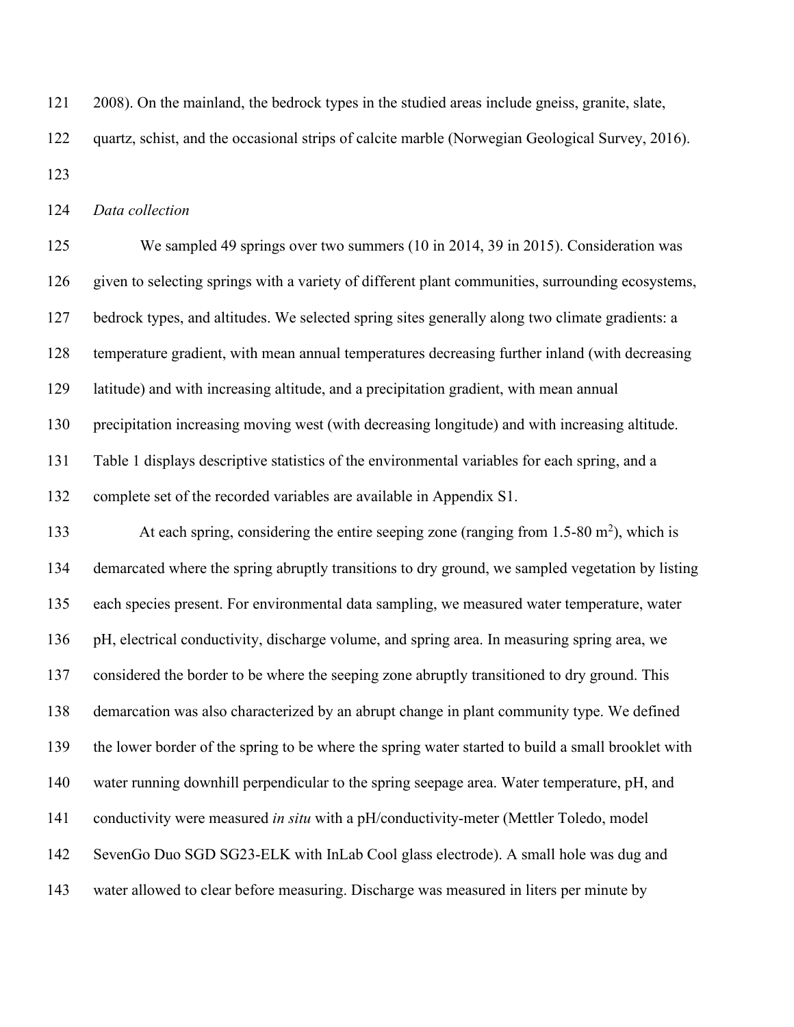2008). On the mainland, the bedrock types in the studied areas include gneiss, granite, slate, quartz, schist, and the occasional strips of calcite marble (Norwegian Geological Survey, 2016).

*Data collection*

We sampled 49 springs over two summers (10 in 2014, 39 in 2015). Consideration was given to selecting springs with a variety of different plant communities, surrounding ecosystems, bedrock types, and altitudes. We selected spring sites generally along two climate gradients: a temperature gradient, with mean annual temperatures decreasing further inland (with decreasing latitude) and with increasing altitude, and a precipitation gradient, with mean annual precipitation increasing moving west (with decreasing longitude) and with increasing altitude. Table 1 displays descriptive statistics of the environmental variables for each spring, and a complete set of the recorded variables are available in Appendix S1.

At each spring, considering the entire seeping zone (ranging from 1.5-80 $m^2$), which is demarcated where the spring abruptly transitions to dry ground, we sampled vegetation by listing each species present. For environmental data sampling, we measured water temperature, water pH, electrical conductivity, discharge volume, and spring area. In measuring spring area, we considered the border to be where the seeping zone abruptly transitioned to dry ground. This demarcation was also characterized by an abrupt change in plant community type. We defined the lower border of the spring to be where the spring water started to build a small brooklet with water running downhill perpendicular to the spring seepage area. Water temperature, pH, and conductivity were measured *in situ* with a pH/conductivity-meter (Mettler Toledo, model SevenGo Duo SGD SG23-ELK with InLab Cool glass electrode). A small hole was dug and water allowed to clear before measuring. Discharge was measured in liters per minute by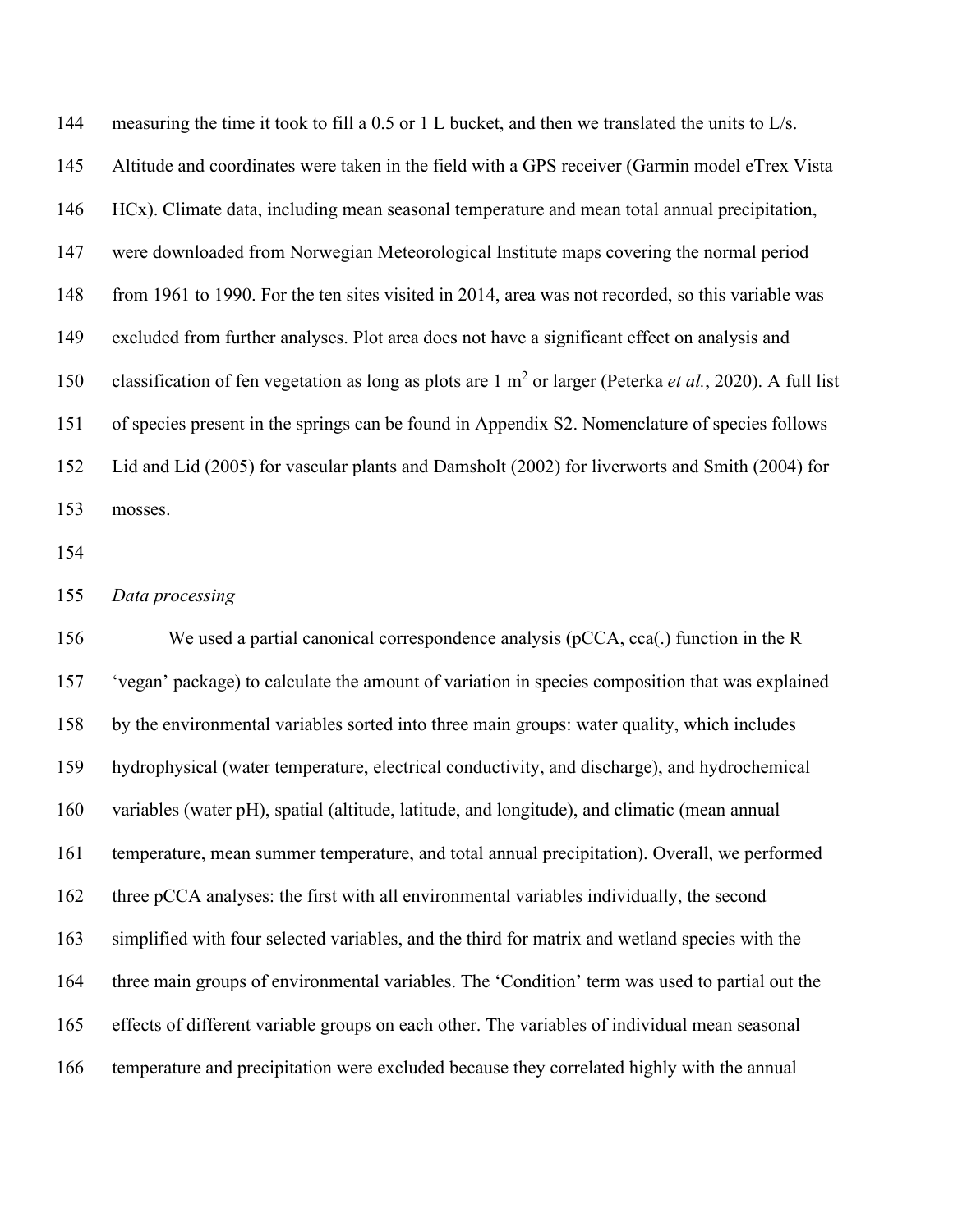measuring the time it took to fill a 0.5 or 1 L bucket, and then we translated the units to L/s. Altitude and coordinates were taken in the field with a GPS receiver (Garmin model eTrex Vista HCx). Climate data, including mean seasonal temperature and mean total annual precipitation, were downloaded from Norwegian Meteorological Institute maps covering the normal period from 1961 to 1990. For the ten sites visited in 2014, area was not recorded, so this variable was excluded from further analyses. Plot area does not have a significant effect on analysis and classification of fen vegetation as long as plots are 1 m$^2$ or larger (Peterka *et al.*, 2020). A full list of species present in the springs can be found in Appendix S2. Nomenclature of species follows Lid and Lid (2005) for vascular plants and Damsholt (2002) for liverworts and Smith (2004) for mosses.

*Data processing*

We used a partial canonical correspondence analysis (pCCA, cca(.) function in the R 'vegan' package) to calculate the amount of variation in species composition that was explained by the environmental variables sorted into three main groups: water quality, which includes hydrophysical (water temperature, electrical conductivity, and discharge), and hydrochemical variables (water pH), spatial (altitude, latitude, and longitude), and climatic (mean annual temperature, mean summer temperature, and total annual precipitation). Overall, we performed three pCCA analyses: the first with all environmental variables individually, the second simplified with four selected variables, and the third for matrix and wetland species with the three main groups of environmental variables. The 'Condition' term was used to partial out the effects of different variable groups on each other. The variables of individual mean seasonal temperature and precipitation were excluded because they correlated highly with the annual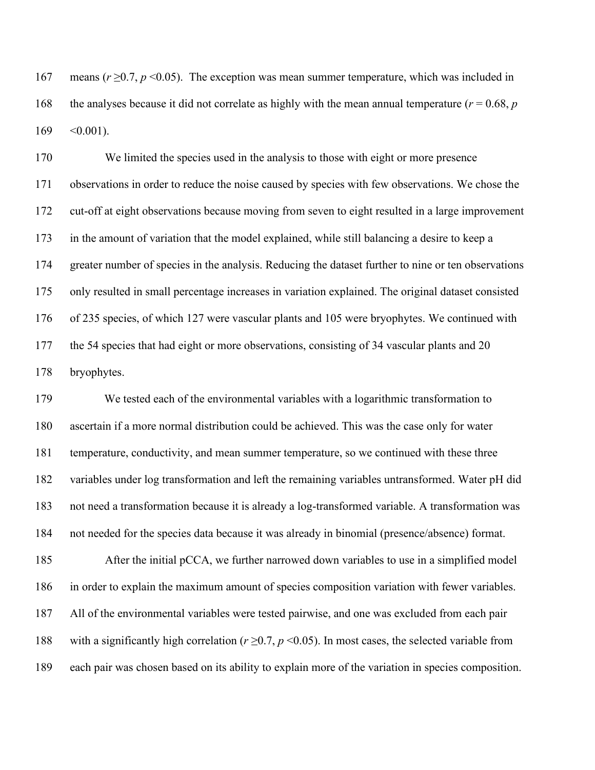means ($r \geq 0.7$, $p < 0.05$). The exception was mean summer temperature, which was included in the analyses because it did not correlate as highly with the mean annual temperature ($r = 0.68$, $p < 0.001$).

We limited the species used in the analysis to those with eight or more presence observations in order to reduce the noise caused by species with few observations. We chose the cut-off at eight observations because moving from seven to eight resulted in a large improvement in the amount of variation that the model explained, while still balancing a desire to keep a greater number of species in the analysis. Reducing the dataset further to nine or ten observations only resulted in small percentage increases in variation explained. The original dataset consisted of 235 species, of which 127 were vascular plants and 105 were bryophytes. We continued with the 54 species that had eight or more observations, consisting of 34 vascular plants and 20 bryophytes.

We tested each of the environmental variables with a logarithmic transformation to ascertain if a more normal distribution could be achieved. This was the case only for water temperature, conductivity, and mean summer temperature, so we continued with these three variables under log transformation and left the remaining variables untransformed. Water pH did not need a transformation because it is already a log-transformed variable. A transformation was not needed for the species data because it was already in binomial (presence/absence) format.

After the initial pCCA, we further narrowed down variables to use in a simplified model in order to explain the maximum amount of species composition variation with fewer variables. All of the environmental variables were tested pairwise, and one was excluded from each pair with a significantly high correlation ($r \geq 0.7$, $p < 0.05$). In most cases, the selected variable from each pair was chosen based on its ability to explain more of the variation in species composition.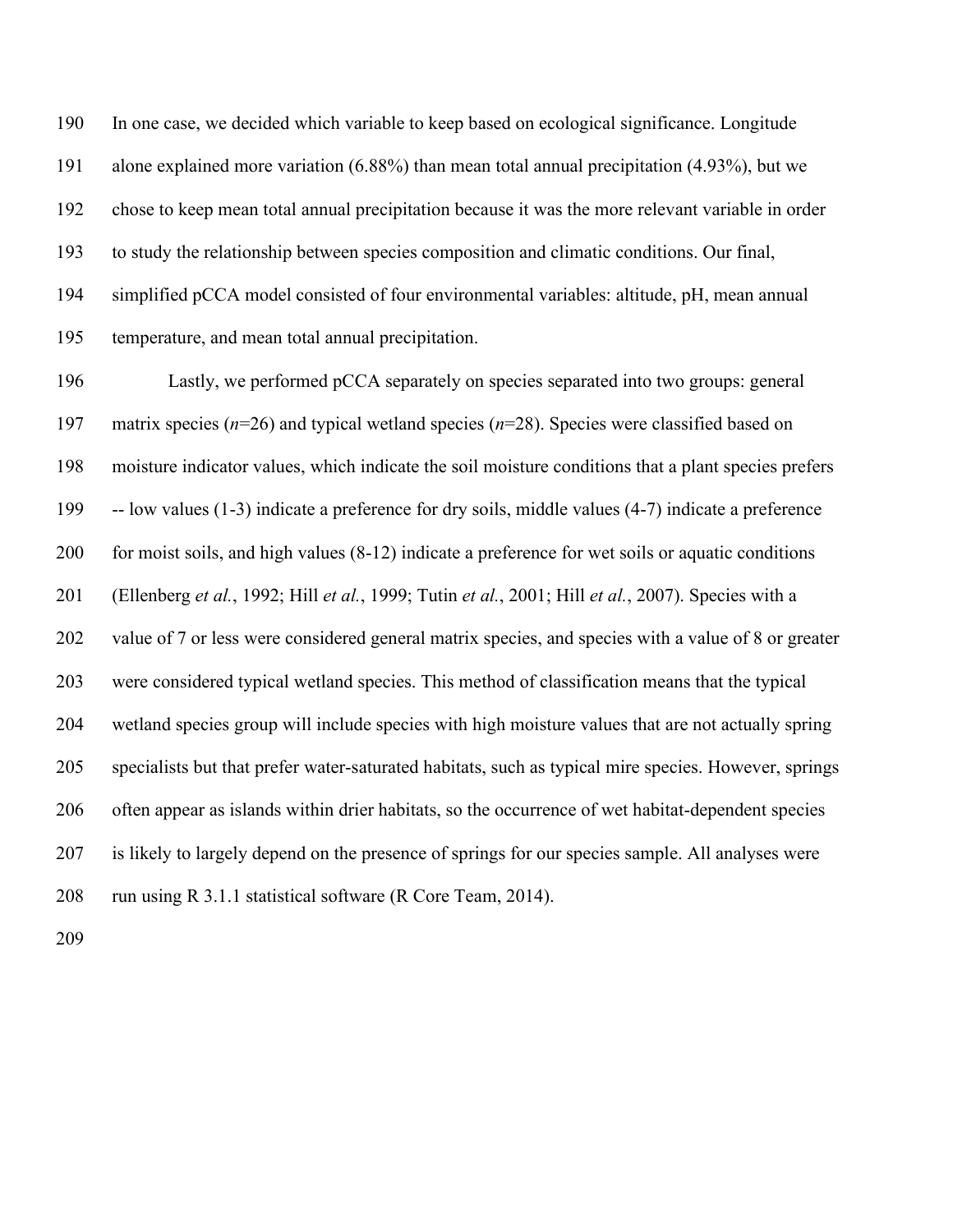In one case, we decided which variable to keep based on ecological significance. Longitude alone explained more variation (6.88%) than mean total annual precipitation (4.93%), but we chose to keep mean total annual precipitation because it was the more relevant variable in order to study the relationship between species composition and climatic conditions. Our final, simplified pCCA model consisted of four environmental variables: altitude, pH, mean annual temperature, and mean total annual precipitation.

Lastly, we performed pCCA separately on species separated into two groups: general matrix species ($n$=26) and typical wetland species ($n$=28). Species were classified based on moisture indicator values, which indicate the soil moisture conditions that a plant species prefers -- low values (1-3) indicate a preference for dry soils, middle values (4-7) indicate a preference for moist soils, and high values (8-12) indicate a preference for wet soils or aquatic conditions (Ellenberg *et al.*, 1992; Hill *et al.*, 1999; Tutin *et al.*, 2001; Hill *et al.*, 2007). Species with a value of 7 or less were considered general matrix species, and species with a value of 8 or greater were considered typical wetland species. This method of classification means that the typical wetland species group will include species with high moisture values that are not actually spring specialists but that prefer water-saturated habitats, such as typical mire species. However, springs often appear as islands within drier habitats, so the occurrence of wet habitat-dependent species is likely to largely depend on the presence of springs for our species sample. All analyses were run using R 3.1.1 statistical software (R Core Team, 2014).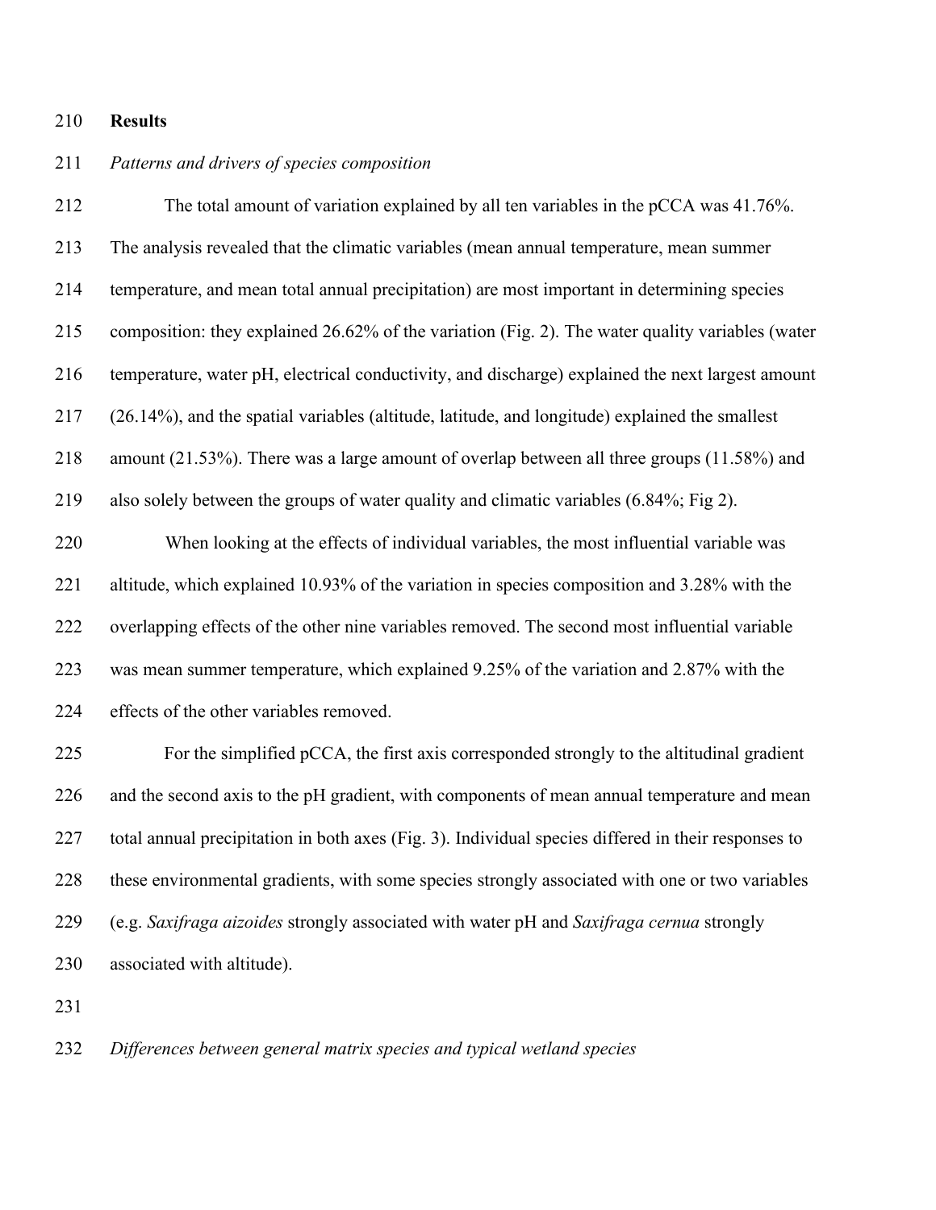## Results

*Patterns and drivers of species composition*

The total amount of variation explained by all ten variables in the pCCA was 41.76%. The analysis revealed that the climatic variables (mean annual temperature, mean summer temperature, and mean total annual precipitation) are most important in determining species composition: they explained 26.62% of the variation (Fig. 2). The water quality variables (water temperature, water pH, electrical conductivity, and discharge) explained the next largest amount (26.14%), and the spatial variables (altitude, latitude, and longitude) explained the smallest amount (21.53%). There was a large amount of overlap between all three groups (11.58%) and also solely between the groups of water quality and climatic variables (6.84%; Fig 2).

When looking at the effects of individual variables, the most influential variable was altitude, which explained 10.93% of the variation in species composition and 3.28% with the overlapping effects of the other nine variables removed. The second most influential variable was mean summer temperature, which explained 9.25% of the variation and 2.87% with the effects of the other variables removed.

For the simplified pCCA, the first axis corresponded strongly to the altitudinal gradient and the second axis to the pH gradient, with components of mean annual temperature and mean total annual precipitation in both axes (Fig. 3). Individual species differed in their responses to these environmental gradients, with some species strongly associated with one or two variables (e.g. *Saxifraga aizoides* strongly associated with water pH and *Saxifraga cernua* strongly associated with altitude).

*Differences between general matrix species and typical wetland species*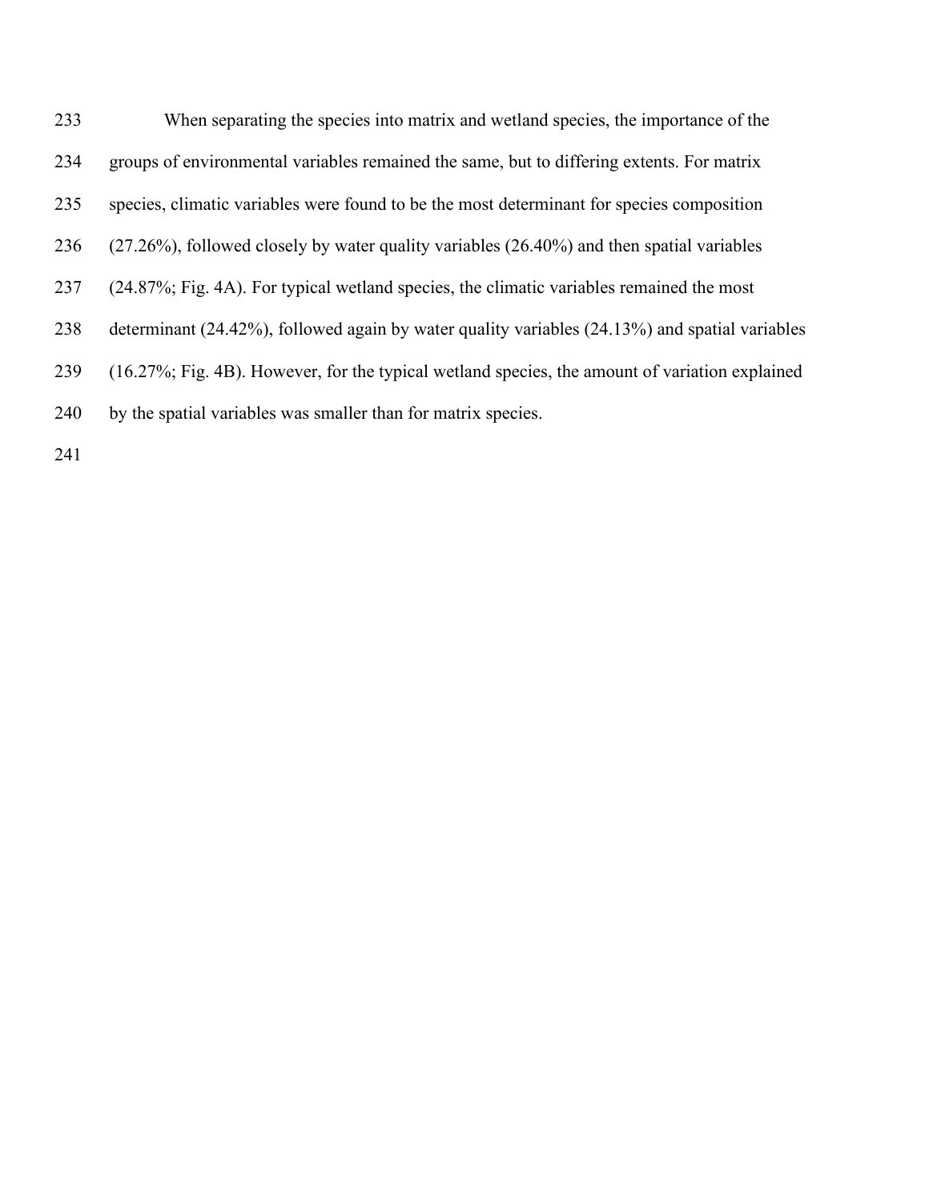When separating the species into matrix and wetland species, the importance of the groups of environmental variables remained the same, but to differing extents. For matrix species, climatic variables were found to be the most determinant for species composition (27.26%), followed closely by water quality variables (26.40%) and then spatial variables (24.87%; Fig. 4A). For typical wetland species, the climatic variables remained the most determinant (24.42%), followed again by water quality variables (24.13%) and spatial variables (16.27%; Fig. 4B). However, for the typical wetland species, the amount of variation explained by the spatial variables was smaller than for matrix species.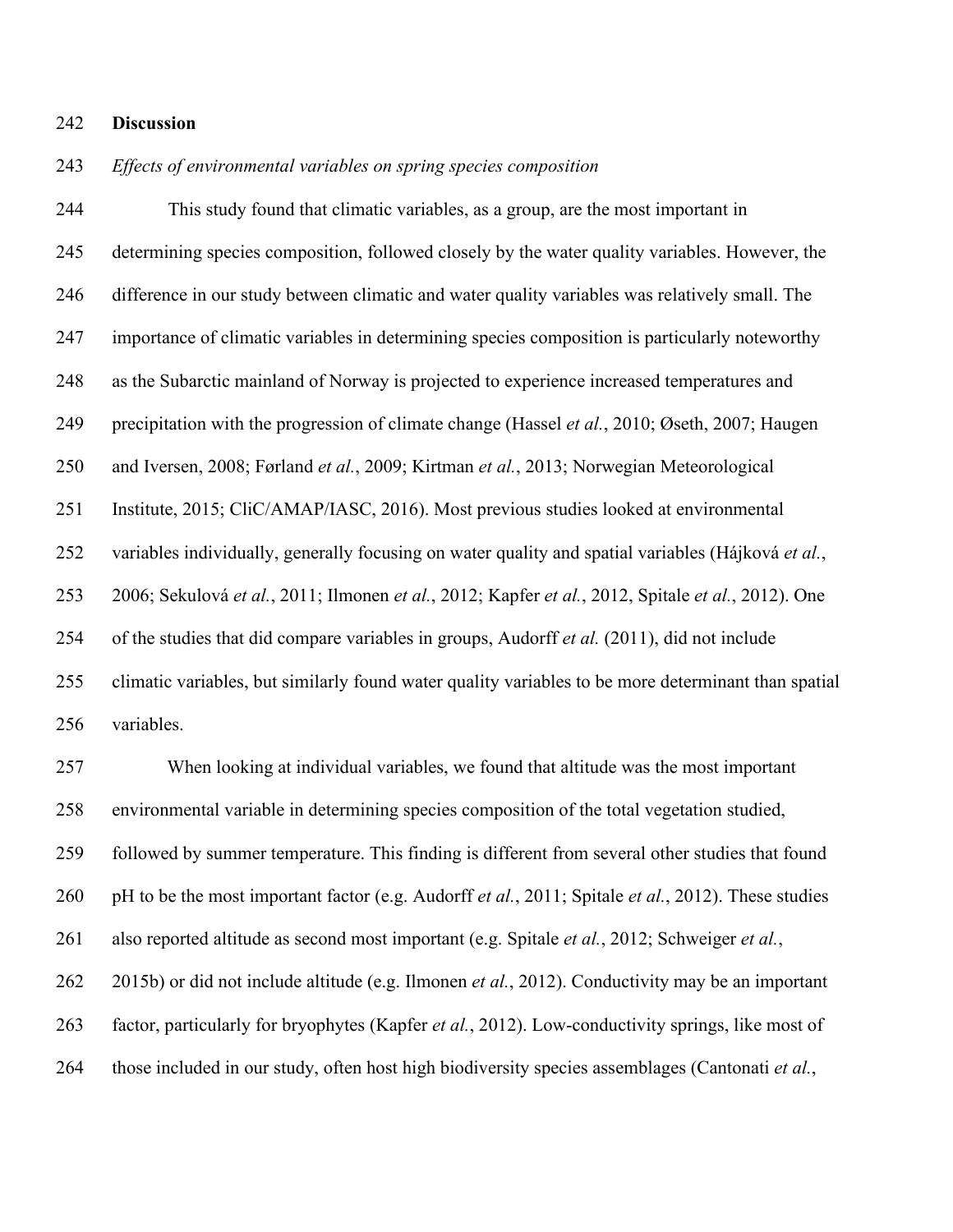## Discussion

### *Effects of environmental variables on spring species composition*

This study found that climatic variables, as a group, are the most important in determining species composition, followed closely by the water quality variables. However, the difference in our study between climatic and water quality variables was relatively small. The importance of climatic variables in determining species composition is particularly noteworthy as the Subarctic mainland of Norway is projected to experience increased temperatures and precipitation with the progression of climate change (Hassel *et al.*, 2010; Øseth, 2007; Haugen and Iversen, 2008; Førland *et al.*, 2009; Kirtman *et al.*, 2013; Norwegian Meteorological Institute, 2015; CliC/AMAP/IASC, 2016). Most previous studies looked at environmental variables individually, generally focusing on water quality and spatial variables (Hájková *et al.*, 2006; Sekulová *et al.*, 2011; Ilmonen *et al.*, 2012; Kapfer *et al.*, 2012, Spitale *et al.*, 2012). One of the studies that did compare variables in groups, Audorff *et al.* (2011), did not include climatic variables, but similarly found water quality variables to be more determinant than spatial variables.

When looking at individual variables, we found that altitude was the most important environmental variable in determining species composition of the total vegetation studied, followed by summer temperature. This finding is different from several other studies that found pH to be the most important factor (e.g. Audorff *et al.*, 2011; Spitale *et al.*, 2012). These studies also reported altitude as second most important (e.g. Spitale *et al.*, 2012; Schweiger *et al.*, 2015b) or did not include altitude (e.g. Ilmonen *et al.*, 2012). Conductivity may be an important factor, particularly for bryophytes (Kapfer *et al.*, 2012). Low-conductivity springs, like most of those included in our study, often host high biodiversity species assemblages (Cantonati *et al.*,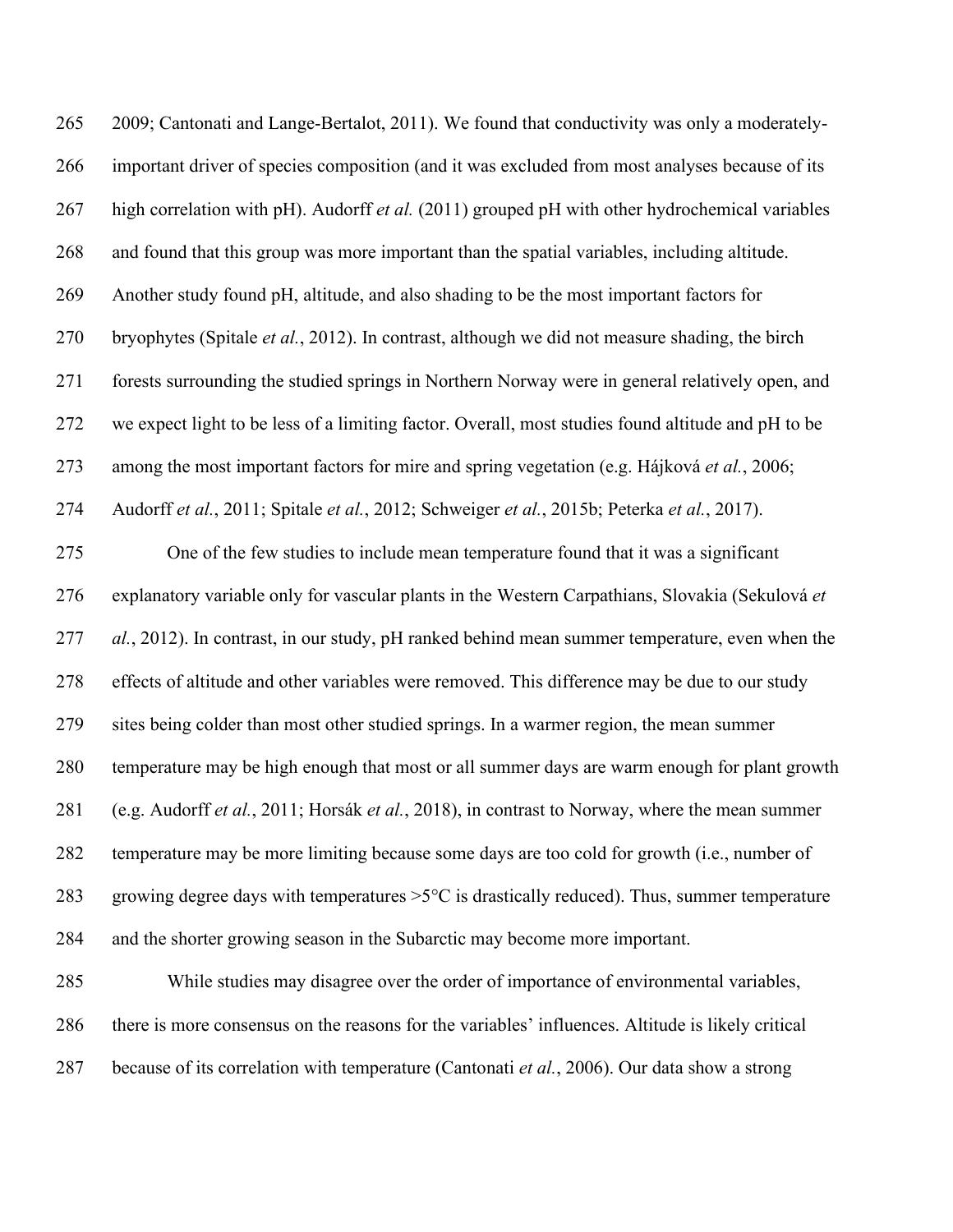2009; Cantonati and Lange-Bertalot, 2011). We found that conductivity was only a moderately-important driver of species composition (and it was excluded from most analyses because of its high correlation with pH). Audorff *et al.* (2011) grouped pH with other hydrochemical variables and found that this group was more important than the spatial variables, including altitude. Another study found pH, altitude, and also shading to be the most important factors for bryophytes (Spitale *et al.*, 2012). In contrast, although we did not measure shading, the birch forests surrounding the studied springs in Northern Norway were in general relatively open, and we expect light to be less of a limiting factor. Overall, most studies found altitude and pH to be among the most important factors for mire and spring vegetation (e.g. Hájková *et al.*, 2006; Audorff *et al.*, 2011; Spitale *et al.*, 2012; Schweiger *et al.*, 2015b; Peterka *et al.*, 2017).

One of the few studies to include mean temperature found that it was a significant explanatory variable only for vascular plants in the Western Carpathians, Slovakia (Sekulová *et al.*, 2012). In contrast, in our study, pH ranked behind mean summer temperature, even when the effects of altitude and other variables were removed. This difference may be due to our study sites being colder than most other studied springs. In a warmer region, the mean summer temperature may be high enough that most or all summer days are warm enough for plant growth (e.g. Audorff *et al.*, 2011; Horsák *et al.*, 2018), in contrast to Norway, where the mean summer temperature may be more limiting because some days are too cold for growth (i.e., number of growing degree days with temperatures >5°C is drastically reduced). Thus, summer temperature and the shorter growing season in the Subarctic may become more important.

While studies may disagree over the order of importance of environmental variables, there is more consensus on the reasons for the variables' influences. Altitude is likely critical because of its correlation with temperature (Cantonati *et al.*, 2006). Our data show a strong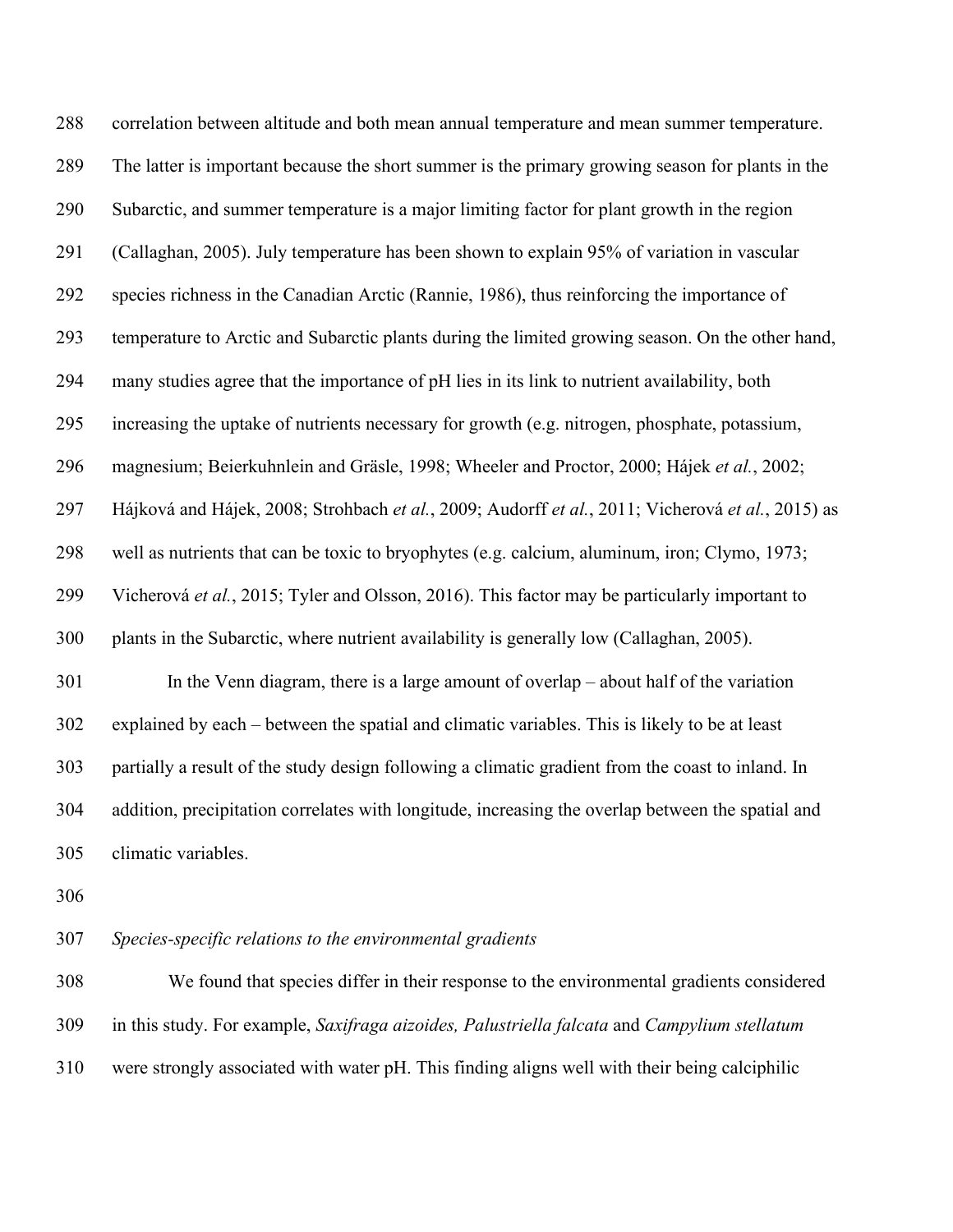correlation between altitude and both mean annual temperature and mean summer temperature. The latter is important because the short summer is the primary growing season for plants in the Subarctic, and summer temperature is a major limiting factor for plant growth in the region (Callaghan, 2005). July temperature has been shown to explain 95% of variation in vascular species richness in the Canadian Arctic (Rannie, 1986), thus reinforcing the importance of temperature to Arctic and Subarctic plants during the limited growing season. On the other hand, many studies agree that the importance of pH lies in its link to nutrient availability, both increasing the uptake of nutrients necessary for growth (e.g. nitrogen, phosphate, potassium, magnesium; Beierkuhnlein and Gräsle, 1998; Wheeler and Proctor, 2000; Hájek *et al.*, 2002; Hájková and Hájek, 2008; Strohbach *et al.*, 2009; Audorff *et al.*, 2011; Vicherová *et al.*, 2015) as well as nutrients that can be toxic to bryophytes (e.g. calcium, aluminum, iron; Clymo, 1973; Vicherová *et al.*, 2015; Tyler and Olsson, 2016). This factor may be particularly important to plants in the Subarctic, where nutrient availability is generally low (Callaghan, 2005).

In the Venn diagram, there is a large amount of overlap – about half of the variation explained by each – between the spatial and climatic variables. This is likely to be at least partially a result of the study design following a climatic gradient from the coast to inland. In addition, precipitation correlates with longitude, increasing the overlap between the spatial and climatic variables.

*Species-specific relations to the environmental gradients*

We found that species differ in their response to the environmental gradients considered in this study. For example, *Saxifraga aizoides, Palustriella falcata* and *Campylium stellatum* were strongly associated with water pH. This finding aligns well with their being calciphilic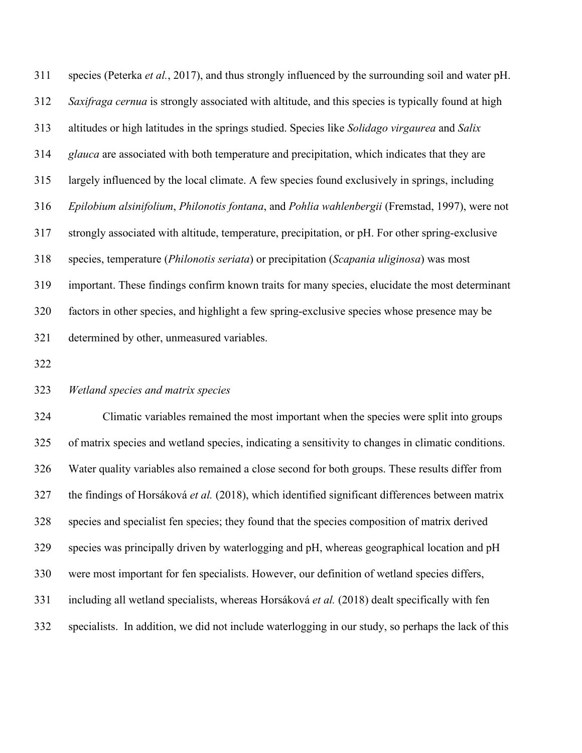species (Peterka *et al.*, 2017), and thus strongly influenced by the surrounding soil and water pH. *Saxifraga cernua* is strongly associated with altitude, and this species is typically found at high altitudes or high latitudes in the springs studied. Species like *Solidago virgaurea* and *Salix glauca* are associated with both temperature and precipitation, which indicates that they are largely influenced by the local climate. A few species found exclusively in springs, including *Epilobium alsinifolium*, *Philonotis fontana*, and *Pohlia wahlenbergii* (Fremstad, 1997), were not strongly associated with altitude, temperature, precipitation, or pH. For other spring-exclusive species, temperature (*Philonotis seriata*) or precipitation (*Scapania uliginosa*) was most important. These findings confirm known traits for many species, elucidate the most determinant factors in other species, and highlight a few spring-exclusive species whose presence may be determined by other, unmeasured variables.

*Wetland species and matrix species*

Climatic variables remained the most important when the species were split into groups of matrix species and wetland species, indicating a sensitivity to changes in climatic conditions. Water quality variables also remained a close second for both groups. These results differ from the findings of Horsáková *et al.* (2018), which identified significant differences between matrix species and specialist fen species; they found that the species composition of matrix derived species was principally driven by waterlogging and pH, whereas geographical location and pH were most important for fen specialists. However, our definition of wetland species differs, including all wetland specialists, whereas Horsáková *et al.* (2018) dealt specifically with fen specialists. In addition, we did not include waterlogging in our study, so perhaps the lack of this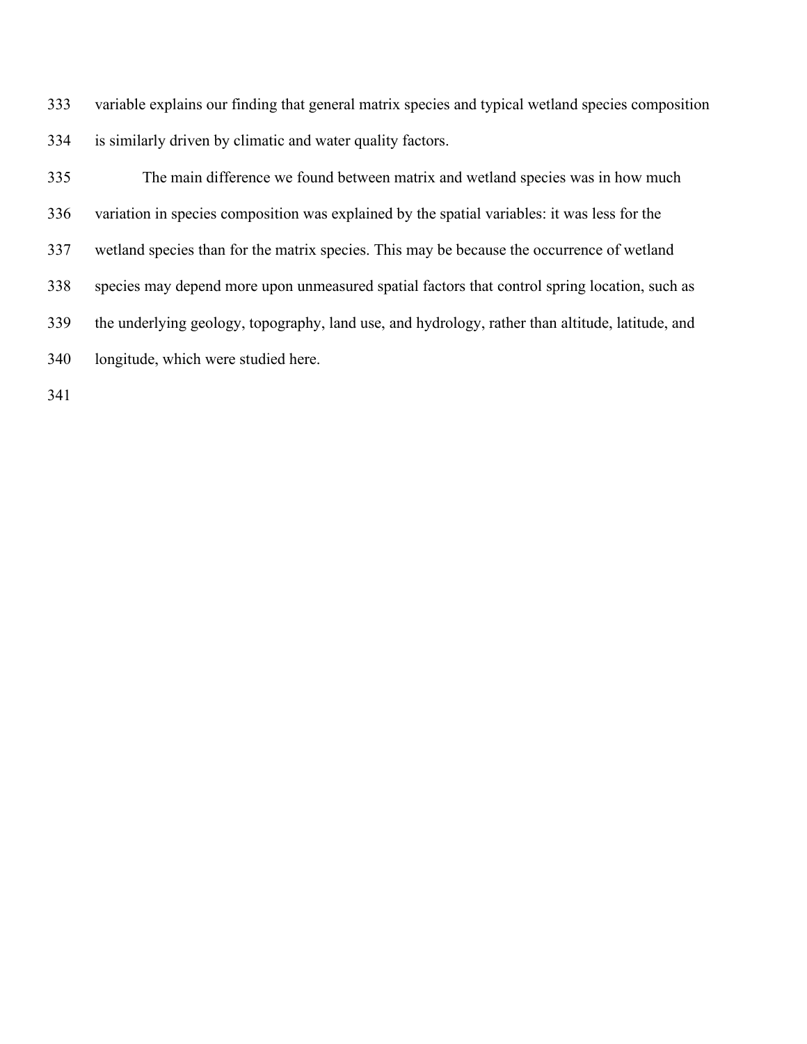variable explains our finding that general matrix species and typical wetland species composition is similarly driven by climatic and water quality factors.

The main difference we found between matrix and wetland species was in how much variation in species composition was explained by the spatial variables: it was less for the wetland species than for the matrix species. This may be because the occurrence of wetland species may depend more upon unmeasured spatial factors that control spring location, such as the underlying geology, topography, land use, and hydrology, rather than altitude, latitude, and longitude, which were studied here.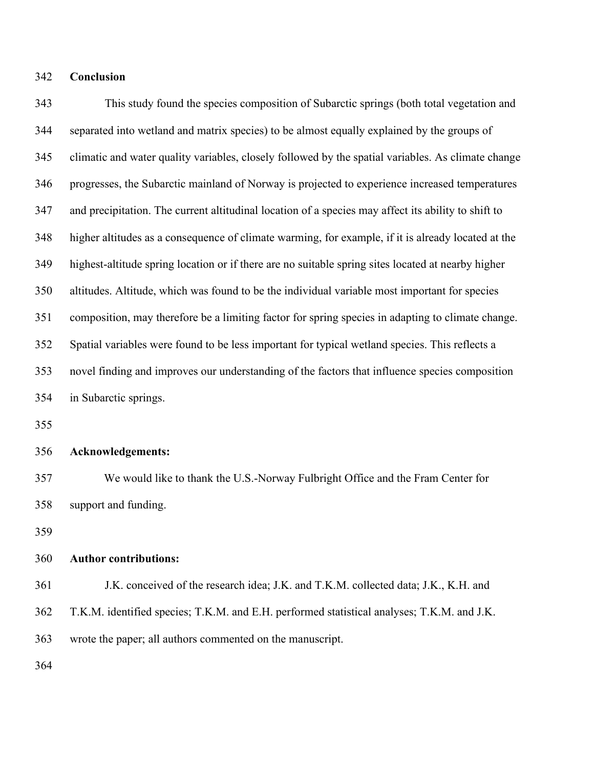## Conclusion

This study found the species composition of Subarctic springs (both total vegetation and separated into wetland and matrix species) to be almost equally explained by the groups of climatic and water quality variables, closely followed by the spatial variables. As climate change progresses, the Subarctic mainland of Norway is projected to experience increased temperatures and precipitation. The current altitudinal location of a species may affect its ability to shift to higher altitudes as a consequence of climate warming, for example, if it is already located at the highest-altitude spring location or if there are no suitable spring sites located at nearby higher altitudes. Altitude, which was found to be the individual variable most important for species composition, may therefore be a limiting factor for spring species in adapting to climate change. Spatial variables were found to be less important for typical wetland species. This reflects a novel finding and improves our understanding of the factors that influence species composition in Subarctic springs.

## Acknowledgements:

We would like to thank the U.S.-Norway Fulbright Office and the Fram Center for support and funding.

## Author contributions:

J.K. conceived of the research idea; J.K. and T.K.M. collected data; J.K., K.H. and T.K.M. identified species; T.K.M. and E.H. performed statistical analyses; T.K.M. and J.K. wrote the paper; all authors commented on the manuscript.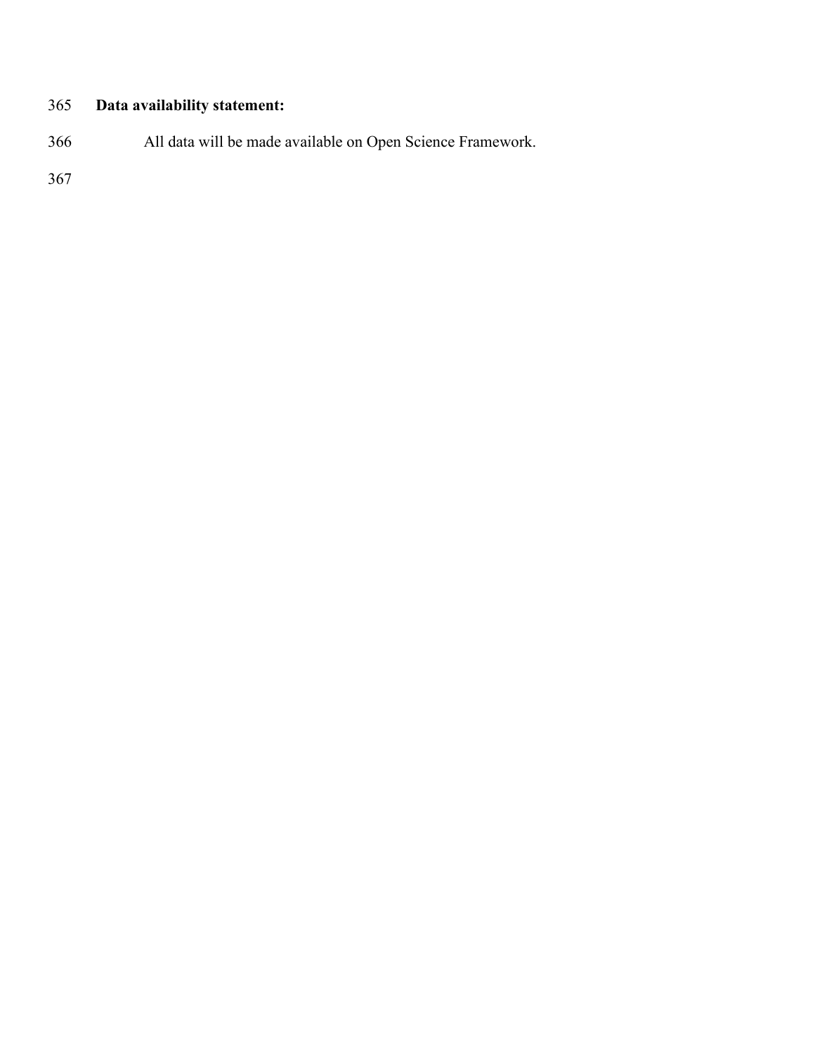**Data availability statement:**

All data will be made available on Open Science Framework.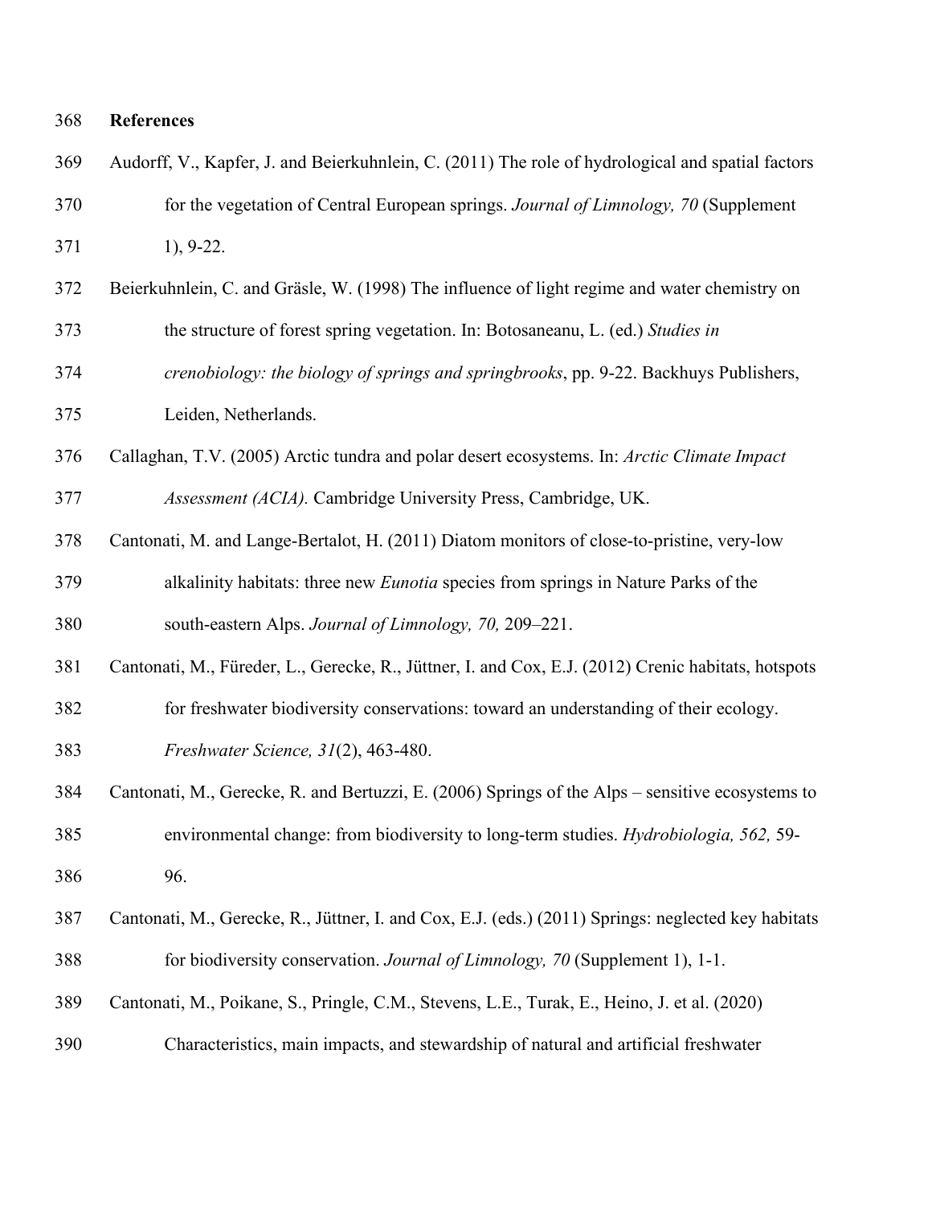## References

Audorff, V., Kapfer, J. and Beierkuhnlein, C. (2011) The role of hydrological and spatial factors for the vegetation of Central European springs. *Journal of Limnology, 70* (Supplement 1), 9-22.

Beierkuhnlein, C. and Gräsle, W. (1998) The influence of light regime and water chemistry on the structure of forest spring vegetation. In: Botosaneanu, L. (ed.) *Studies in crenobiology: the biology of springs and springbrooks*, pp. 9-22. Backhuys Publishers, Leiden, Netherlands.

Callaghan, T.V. (2005) Arctic tundra and polar desert ecosystems. In: *Arctic Climate Impact Assessment (ACIA).* Cambridge University Press, Cambridge, UK.

Cantonati, M. and Lange-Bertalot, H. (2011) Diatom monitors of close-to-pristine, very-low alkalinity habitats: three new *Eunotia* species from springs in Nature Parks of the south-eastern Alps. *Journal of Limnology, 70,* 209–221.

Cantonati, M., Füreder, L., Gerecke, R., Jüttner, I. and Cox, E.J. (2012) Crenic habitats, hotspots for freshwater biodiversity conservations: toward an understanding of their ecology. *Freshwater Science, 31*(2), 463-480.

Cantonati, M., Gerecke, R. and Bertuzzi, E. (2006) Springs of the Alps – sensitive ecosystems to environmental change: from biodiversity to long-term studies. *Hydrobiologia, 562,* 59-96.

Cantonati, M., Gerecke, R., Jüttner, I. and Cox, E.J. (eds.) (2011) Springs: neglected key habitats for biodiversity conservation. *Journal of Limnology, 70* (Supplement 1), 1-1.

Cantonati, M., Poikane, S., Pringle, C.M., Stevens, L.E., Turak, E., Heino, J. et al. (2020) Characteristics, main impacts, and stewardship of natural and artificial freshwater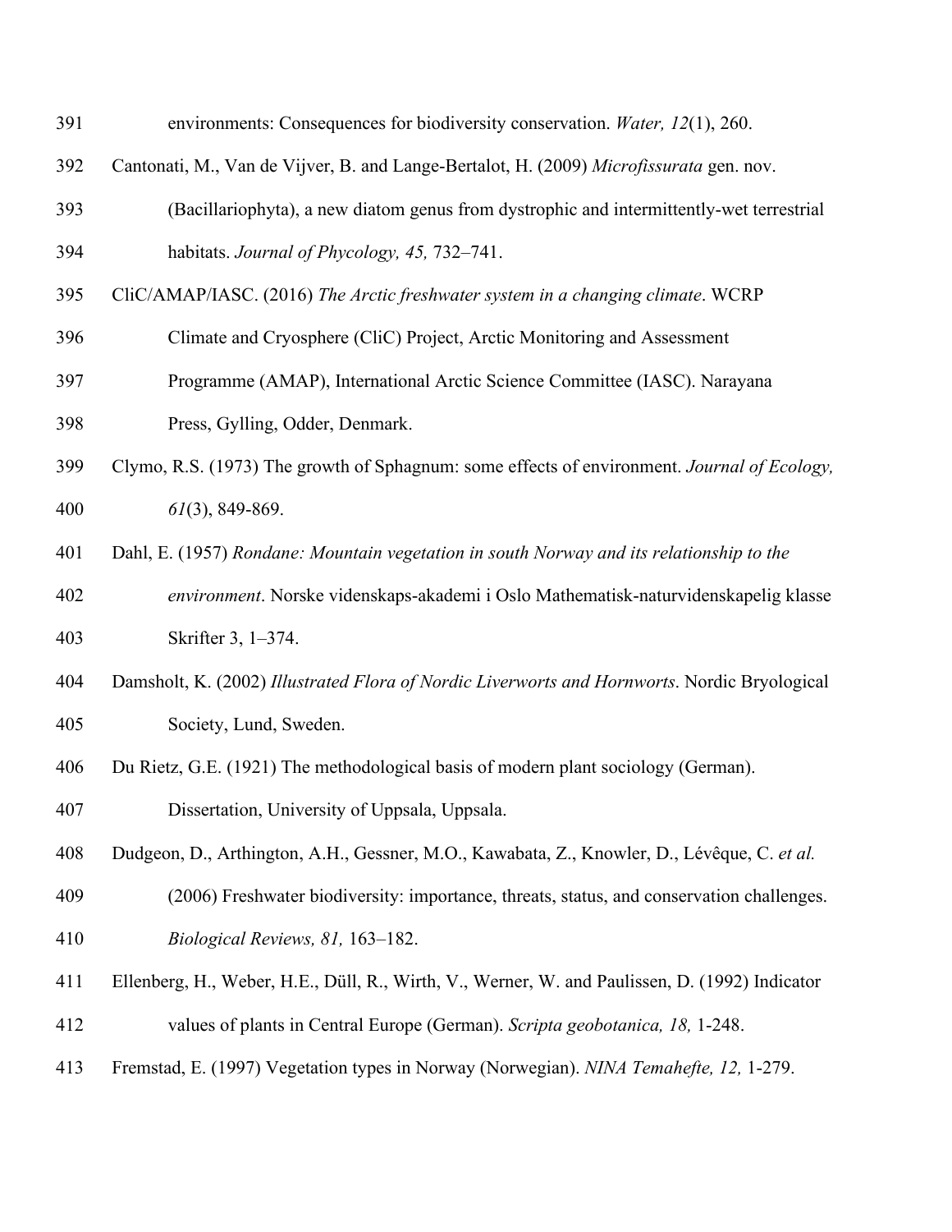environments: Consequences for biodiversity conservation. *Water, 12*(1), 260.

Cantonati, M., Van de Vijver, B. and Lange-Bertalot, H. (2009) *Microfissurata* gen. nov. (Bacillariophyta), a new diatom genus from dystrophic and intermittently-wet terrestrial habitats. *Journal of Phycology, 45,* 732–741.

CliC/AMAP/IASC. (2016) *The Arctic freshwater system in a changing climate*. WCRP Climate and Cryosphere (CliC) Project, Arctic Monitoring and Assessment Programme (AMAP), International Arctic Science Committee (IASC). Narayana Press, Gylling, Odder, Denmark.

Clymo, R.S. (1973) The growth of Sphagnum: some effects of environment. *Journal of Ecology, 61*(3), 849-869.

Dahl, E. (1957) *Rondane: Mountain vegetation in south Norway and its relationship to the environment*. Norske videnskaps-akademi i Oslo Mathematisk-naturvidenskapelig klasse Skrifter 3, 1–374.

Damsholt, K. (2002) *Illustrated Flora of Nordic Liverworts and Hornworts*. Nordic Bryological Society, Lund, Sweden.

Du Rietz, G.E. (1921) The methodological basis of modern plant sociology (German). Dissertation, University of Uppsala, Uppsala.

Dudgeon, D., Arthington, A.H., Gessner, M.O., Kawabata, Z., Knowler, D., Lévêque, C. *et al.* (2006) Freshwater biodiversity: importance, threats, status, and conservation challenges. *Biological Reviews, 81,* 163–182.

Ellenberg, H., Weber, H.E., Düll, R., Wirth, V., Werner, W. and Paulissen, D. (1992) Indicator values of plants in Central Europe (German). *Scripta geobotanica, 18,* 1-248.

Fremstad, E. (1997) Vegetation types in Norway (Norwegian). *NINA Temahefte, 12,* 1-279.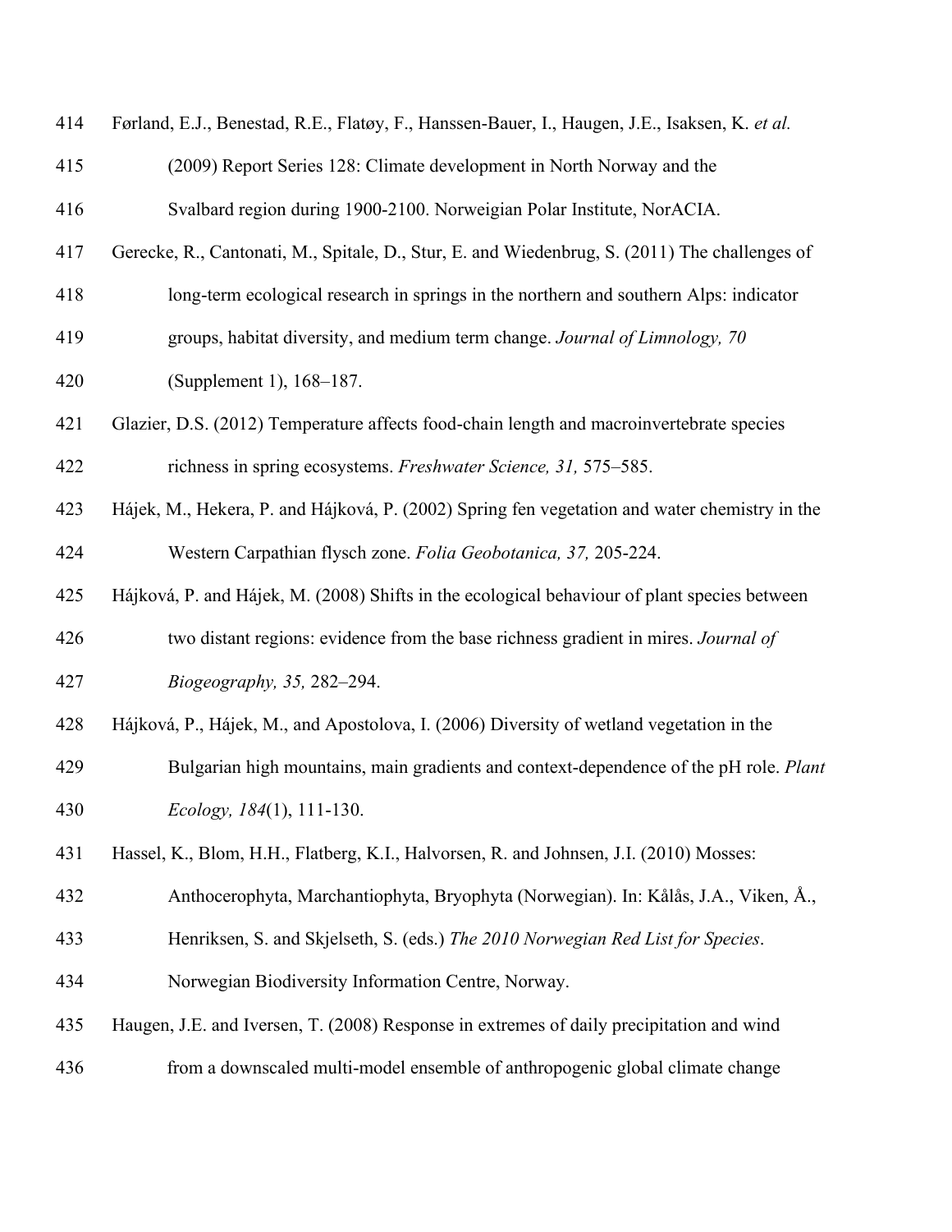Førland, E.J., Benestad, R.E., Flatøy, F., Hanssen-Bauer, I., Haugen, J.E., Isaksen, K. *et al.* (2009) Report Series 128: Climate development in North Norway and the Svalbard region during 1900-2100. Norweigian Polar Institute, NorACIA.

Gerecke, R., Cantonati, M., Spitale, D., Stur, E. and Wiedenbrug, S. (2011) The challenges of long-term ecological research in springs in the northern and southern Alps: indicator groups, habitat diversity, and medium term change. *Journal of Limnology, 70* (Supplement 1), 168–187.

Glazier, D.S. (2012) Temperature affects food-chain length and macroinvertebrate species richness in spring ecosystems. *Freshwater Science, 31,* 575–585.

Hájek, M., Hekera, P. and Hájková, P. (2002) Spring fen vegetation and water chemistry in the Western Carpathian flysch zone. *Folia Geobotanica, 37,* 205-224.

Hájková, P. and Hájek, M. (2008) Shifts in the ecological behaviour of plant species between two distant regions: evidence from the base richness gradient in mires. *Journal of Biogeography, 35,* 282–294.

Hájková, P., Hájek, M., and Apostolova, I. (2006) Diversity of wetland vegetation in the Bulgarian high mountains, main gradients and context-dependence of the pH role. *Plant Ecology, 184*(1), 111-130.

Hassel, K., Blom, H.H., Flatberg, K.I., Halvorsen, R. and Johnsen, J.I. (2010) Mosses: Anthocerophyta, Marchantiophyta, Bryophyta (Norwegian). In: Kålås, J.A., Viken, Å., Henriksen, S. and Skjelseth, S. (eds.) *The 2010 Norwegian Red List for Species*. Norwegian Biodiversity Information Centre, Norway.

Haugen, J.E. and Iversen, T. (2008) Response in extremes of daily precipitation and wind from a downscaled multi-model ensemble of anthropogenic global climate change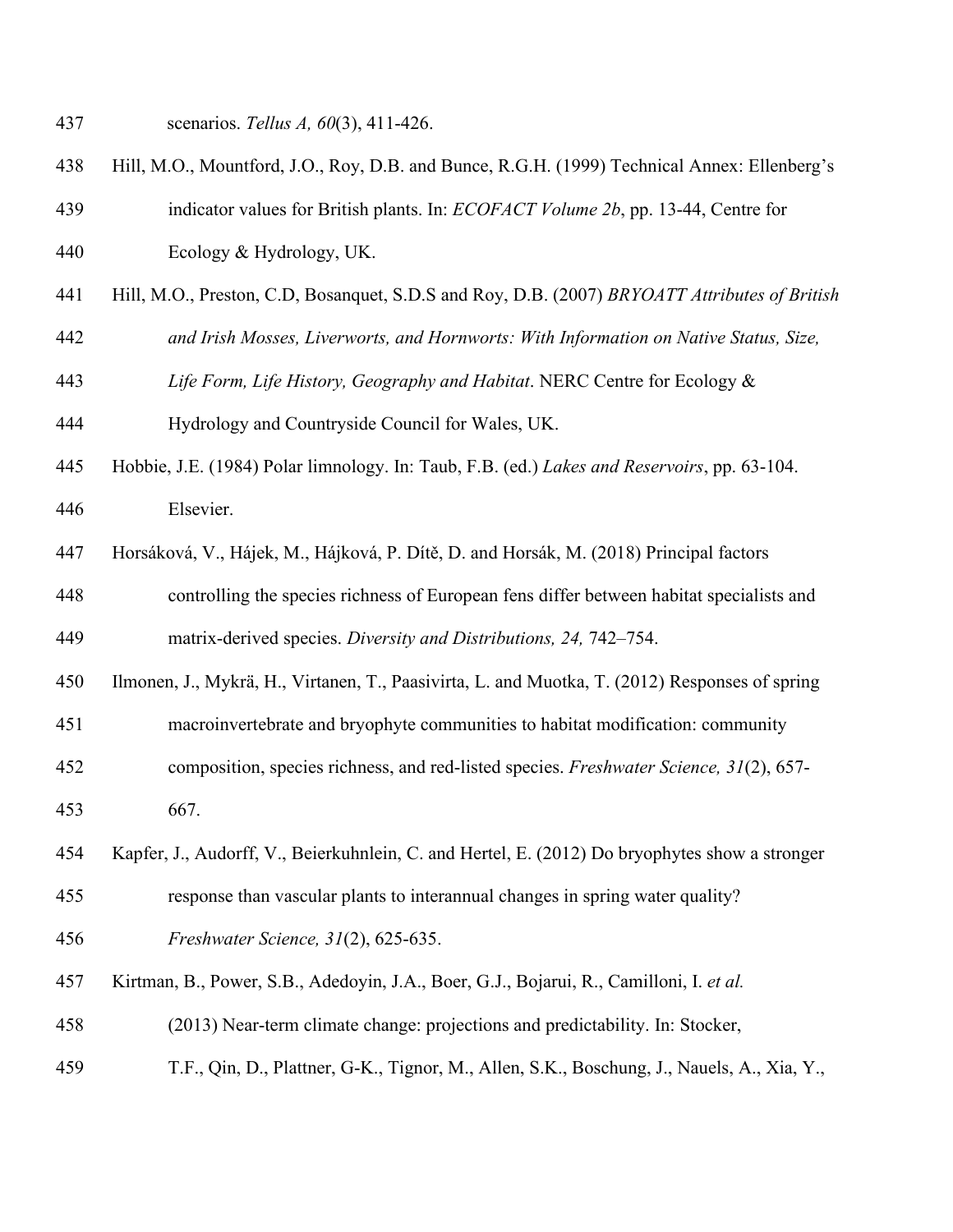scenarios. *Tellus A, 60*(3), 411-426.

Hill, M.O., Mountford, J.O., Roy, D.B. and Bunce, R.G.H. (1999) Technical Annex: Ellenberg's indicator values for British plants. In: *ECOFACT Volume 2b*, pp. 13-44, Centre for Ecology & Hydrology, UK.

Hill, M.O., Preston, C.D, Bosanquet, S.D.S and Roy, D.B. (2007) *BRYOATT Attributes of British and Irish Mosses, Liverworts, and Hornworts: With Information on Native Status, Size, Life Form, Life History, Geography and Habitat*. NERC Centre for Ecology & Hydrology and Countryside Council for Wales, UK.

Hobbie, J.E. (1984) Polar limnology. In: Taub, F.B. (ed.) *Lakes and Reservoirs*, pp. 63-104. Elsevier.

Horsáková, V., Hájek, M., Hájková, P. Dítě, D. and Horsák, M. (2018) Principal factors controlling the species richness of European fens differ between habitat specialists and matrix-derived species. *Diversity and Distributions, 24,* 742–754.

Ilmonen, J., Mykrä, H., Virtanen, T., Paasivirta, L. and Muotka, T. (2012) Responses of spring macroinvertebrate and bryophyte communities to habitat modification: community composition, species richness, and red-listed species. *Freshwater Science, 31*(2), 657-667.

Kapfer, J., Audorff, V., Beierkuhnlein, C. and Hertel, E. (2012) Do bryophytes show a stronger response than vascular plants to interannual changes in spring water quality? *Freshwater Science, 31*(2), 625-635.

Kirtman, B., Power, S.B., Adedoyin, J.A., Boer, G.J., Bojarui, R., Camilloni, I. *et al.* (2013) Near-term climate change: projections and predictability. In: Stocker, T.F., Qin, D., Plattner, G-K., Tignor, M., Allen, S.K., Boschung, J., Nauels, A., Xia, Y.,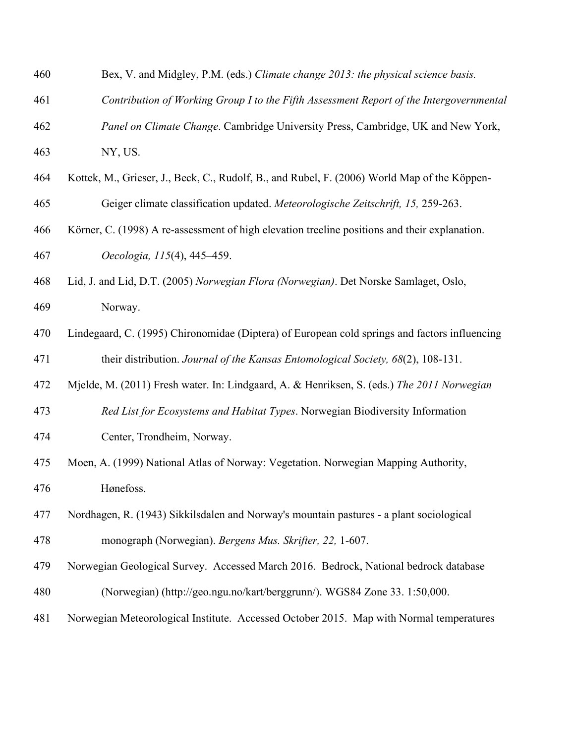Bex, V. and Midgley, P.M. (eds.) *Climate change 2013: the physical science basis. Contribution of Working Group I to the Fifth Assessment Report of the Intergovernmental Panel on Climate Change*. Cambridge University Press, Cambridge, UK and New York, NY, US.

Kottek, M., Grieser, J., Beck, C., Rudolf, B., and Rubel, F. (2006) World Map of the Köppen-Geiger climate classification updated. *Meteorologische Zeitschrift, 15,* 259-263.

Körner, C. (1998) A re-assessment of high elevation treeline positions and their explanation. *Oecologia, 115*(4), 445–459.

Lid, J. and Lid, D.T. (2005) *Norwegian Flora (Norwegian)*. Det Norske Samlaget, Oslo, Norway.

Lindegaard, C. (1995) Chironomidae (Diptera) of European cold springs and factors influencing their distribution. *Journal of the Kansas Entomological Society, 68*(2), 108-131.

Mjelde, M. (2011) Fresh water. In: Lindgaard, A. & Henriksen, S. (eds.) *The 2011 Norwegian Red List for Ecosystems and Habitat Types*. Norwegian Biodiversity Information Center, Trondheim, Norway.

Moen, A. (1999) National Atlas of Norway: Vegetation. Norwegian Mapping Authority, Hønefoss.

Nordhagen, R. (1943) Sikkilsdalen and Norway's mountain pastures - a plant sociological monograph (Norwegian). *Bergens Mus. Skrifter, 22,* 1-607.

Norwegian Geological Survey. Accessed March 2016. Bedrock, National bedrock database (Norwegian) (http://geo.ngu.no/kart/berggrunn/). WGS84 Zone 33. 1:50,000.

Norwegian Meteorological Institute. Accessed October 2015. Map with Normal temperatures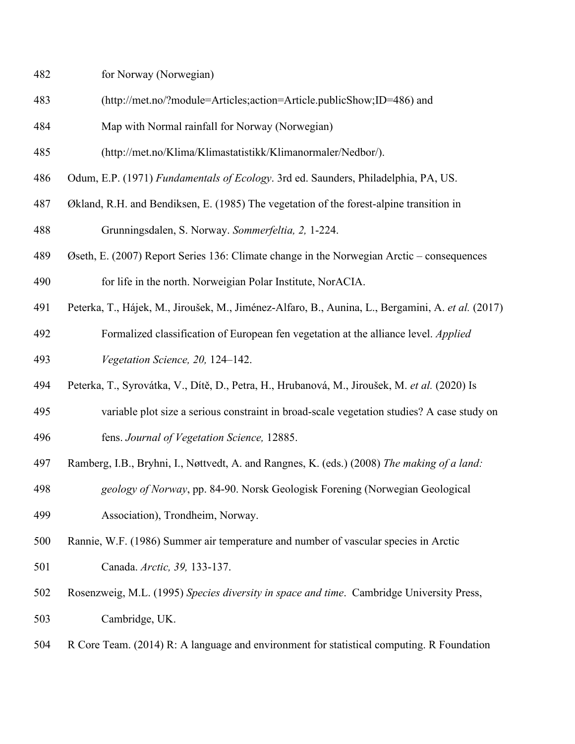for Norway (Norwegian) (http://met.no/?module=Articles;action=Article.publicShow;ID=486) and Map with Normal rainfall for Norway (Norwegian) (http://met.no/Klima/Klimastatistikk/Klimanormaler/Nedbor/).

Odum, E.P. (1971) *Fundamentals of Ecology*. 3rd ed. Saunders, Philadelphia, PA, US.

Økland, R.H. and Bendiksen, E. (1985) The vegetation of the forest-alpine transition in Grunningsdalen, S. Norway. *Sommerfeltia, 2,* 1-224.

Øseth, E. (2007) Report Series 136: Climate change in the Norwegian Arctic – consequences for life in the north. Norweigian Polar Institute, NorACIA.

Peterka, T., Hájek, M., Jiroušek, M., Jiménez-Alfaro, B., Aunina, L., Bergamini, A. *et al.* (2017) Formalized classification of European fen vegetation at the alliance level. *Applied Vegetation Science, 20,* 124–142.

Peterka, T., Syrovátka, V., Dítě, D., Petra, H., Hrubanová, M., Jiroušek, M. *et al.* (2020) Is variable plot size a serious constraint in broad-scale vegetation studies? A case study on fens. *Journal of Vegetation Science,* 12885.

Ramberg, I.B., Bryhni, I., Nøttvedt, A. and Rangnes, K. (eds.) (2008) *The making of a land: geology of Norway*, pp. 84-90. Norsk Geologisk Forening (Norwegian Geological Association), Trondheim, Norway.

Rannie, W.F. (1986) Summer air temperature and number of vascular species in Arctic Canada. *Arctic, 39,* 133-137.

Rosenzweig, M.L. (1995) *Species diversity in space and time*. Cambridge University Press, Cambridge, UK.

R Core Team. (2014) R: A language and environment for statistical computing. R Foundation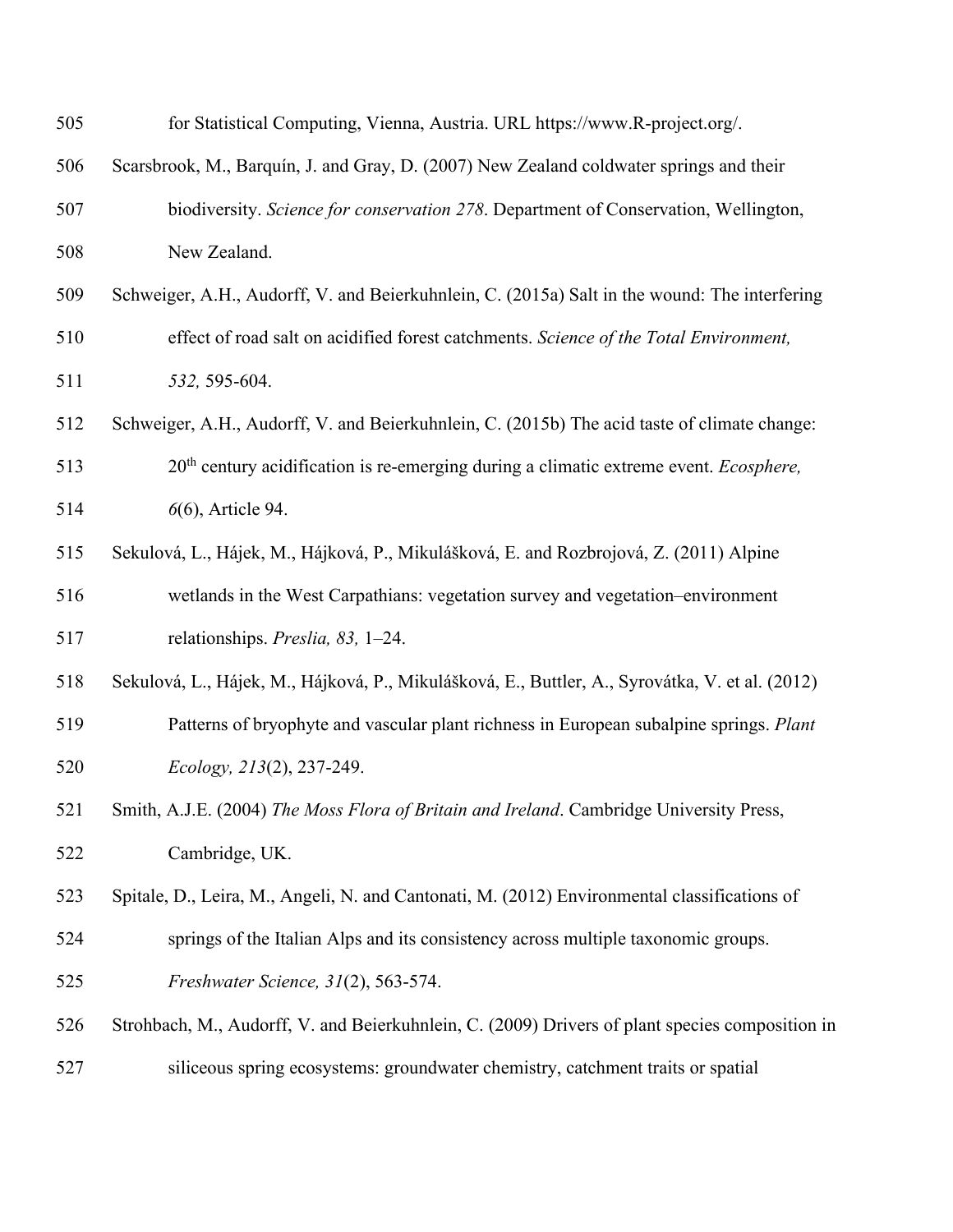for Statistical Computing, Vienna, Austria. URL https://www.R-project.org/.

Scarsbrook, M., Barquín, J. and Gray, D. (2007) New Zealand coldwater springs and their biodiversity. *Science for conservation 278*. Department of Conservation, Wellington, New Zealand.

Schweiger, A.H., Audorff, V. and Beierkuhnlein, C. (2015a) Salt in the wound: The interfering effect of road salt on acidified forest catchments. *Science of the Total Environment, 532,* 595-604.

Schweiger, A.H., Audorff, V. and Beierkuhnlein, C. (2015b) The acid taste of climate change: 20th century acidification is re-emerging during a climatic extreme event. *Ecosphere, 6*(6), Article 94.

Sekulová, L., Hájek, M., Hájková, P., Mikulášková, E. and Rozbrojová, Z. (2011) Alpine wetlands in the West Carpathians: vegetation survey and vegetation–environment relationships. *Preslia, 83,* 1–24.

Sekulová, L., Hájek, M., Hájková, P., Mikulášková, E., Buttler, A., Syrovátka, V. et al. (2012) Patterns of bryophyte and vascular plant richness in European subalpine springs. *Plant Ecology, 213*(2), 237-249.

Smith, A.J.E. (2004) *The Moss Flora of Britain and Ireland*. Cambridge University Press, Cambridge, UK.

Spitale, D., Leira, M., Angeli, N. and Cantonati, M. (2012) Environmental classifications of springs of the Italian Alps and its consistency across multiple taxonomic groups. *Freshwater Science, 31*(2), 563-574.

Strohbach, M., Audorff, V. and Beierkuhnlein, C. (2009) Drivers of plant species composition in siliceous spring ecosystems: groundwater chemistry, catchment traits or spatial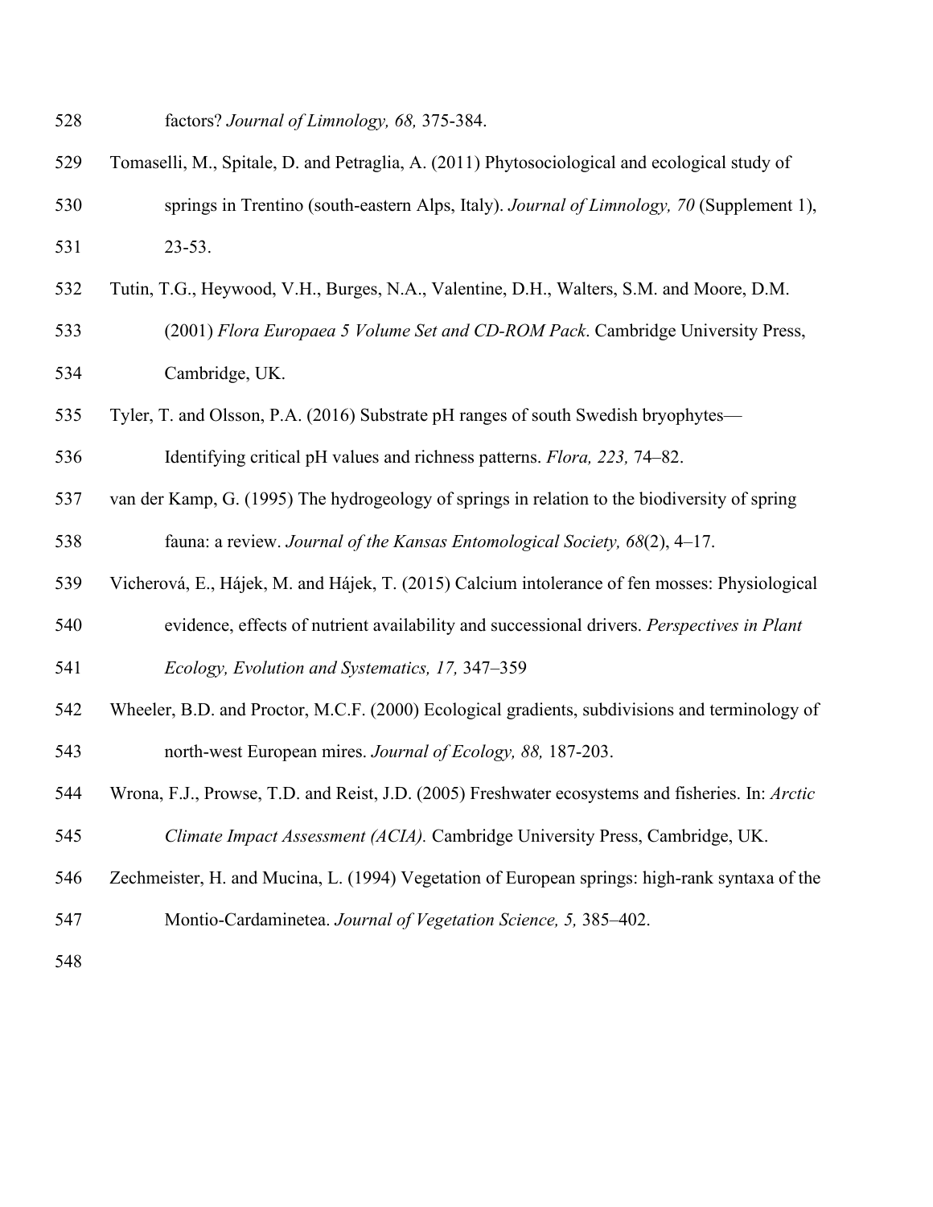factors? *Journal of Limnology, 68,* 375-384.

Tomaselli, M., Spitale, D. and Petraglia, A. (2011) Phytosociological and ecological study of springs in Trentino (south-eastern Alps, Italy). *Journal of Limnology, 70* (Supplement 1), 23-53.

Tutin, T.G., Heywood, V.H., Burges, N.A., Valentine, D.H., Walters, S.M. and Moore, D.M. (2001) *Flora Europaea 5 Volume Set and CD-ROM Pack*. Cambridge University Press, Cambridge, UK.

Tyler, T. and Olsson, P.A. (2016) Substrate pH ranges of south Swedish bryophytes—Identifying critical pH values and richness patterns. *Flora, 223,* 74–82.

van der Kamp, G. (1995) The hydrogeology of springs in relation to the biodiversity of spring fauna: a review. *Journal of the Kansas Entomological Society, 68*(2), 4–17.

Vicherová, E., Hájek, M. and Hájek, T. (2015) Calcium intolerance of fen mosses: Physiological evidence, effects of nutrient availability and successional drivers. *Perspectives in Plant Ecology, Evolution and Systematics, 17,* 347–359

Wheeler, B.D. and Proctor, M.C.F. (2000) Ecological gradients, subdivisions and terminology of north-west European mires. *Journal of Ecology, 88,* 187-203.

Wrona, F.J., Prowse, T.D. and Reist, J.D. (2005) Freshwater ecosystems and fisheries. In: *Arctic Climate Impact Assessment (ACIA).* Cambridge University Press, Cambridge, UK.

Zechmeister, H. and Mucina, L. (1994) Vegetation of European springs: high-rank syntaxa of the Montio-Cardaminetea. *Journal of Vegetation Science, 5,* 385–402.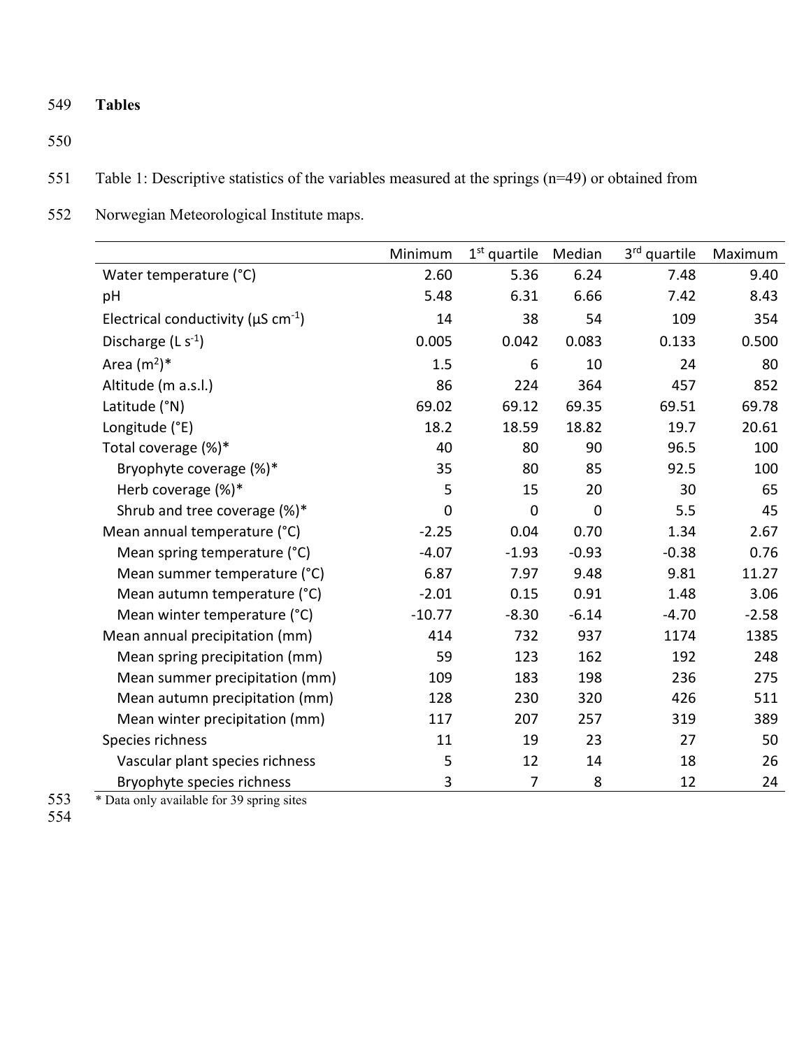# Tables

Table 1: Descriptive statistics of the variables measured at the springs (n=49) or obtained from Norwegian Meteorological Institute maps.

| | Minimum | 1st quartile | Median | 3rd quartile | Maximum |
|---|---|---|---|---|---|
| Water temperature (°C) | 2.60 | 5.36 | 6.24 | 7.48 | 9.40 |
| pH | 5.48 | 6.31 | 6.66 | 7.42 | 8.43 |
| Electrical conductivity ($\mu S\ cm^{-1}$) | 14 | 38 | 54 | 109 | 354 |
| Discharge ($L\ s^{-1}$) | 0.005 | 0.042 | 0.083 | 0.133 | 0.500 |
| Area ($m^2$)* | 1.5 | 6 | 10 | 24 | 80 |
| Altitude (m a.s.l.) | 86 | 224 | 364 | 457 | 852 |
| Latitude (°N) | 69.02 | 69.12 | 69.35 | 69.51 | 69.78 |
| Longitude (°E) | 18.2 | 18.59 | 18.82 | 19.7 | 20.61 |
| Total coverage (%)* | 40 | 80 | 90 | 96.5 | 100 |
| Bryophyte coverage (%)* | 35 | 80 | 85 | 92.5 | 100 |
| Herb coverage (%)* | 5 | 15 | 20 | 30 | 65 |
| Shrub and tree coverage (%)* | 0 | 0 | 0 | 5.5 | 45 |
| Mean annual temperature (°C) | -2.25 | 0.04 | 0.70 | 1.34 | 2.67 |
| Mean spring temperature (°C) | -4.07 | -1.93 | -0.93 | -0.38 | 0.76 |
| Mean summer temperature (°C) | 6.87 | 7.97 | 9.48 | 9.81 | 11.27 |
| Mean autumn temperature (°C) | -2.01 | 0.15 | 0.91 | 1.48 | 3.06 |
| Mean winter temperature (°C) | -10.77 | -8.30 | -6.14 | -4.70 | -2.58 |
| Mean annual precipitation (mm) | 414 | 732 | 937 | 1174 | 1385 |
| Mean spring precipitation (mm) | 59 | 123 | 162 | 192 | 248 |
| Mean summer precipitation (mm) | 109 | 183 | 198 | 236 | 275 |
| Mean autumn precipitation (mm) | 128 | 230 | 320 | 426 | 511 |
| Mean winter precipitation (mm) | 117 | 207 | 257 | 319 | 389 |
| Species richness | 11 | 19 | 23 | 27 | 50 |
| Vascular plant species richness | 5 | 12 | 14 | 18 | 26 |
| Bryophyte species richness | 3 | 7 | 8 | 12 | 24 |

* Data only available for 39 spring sites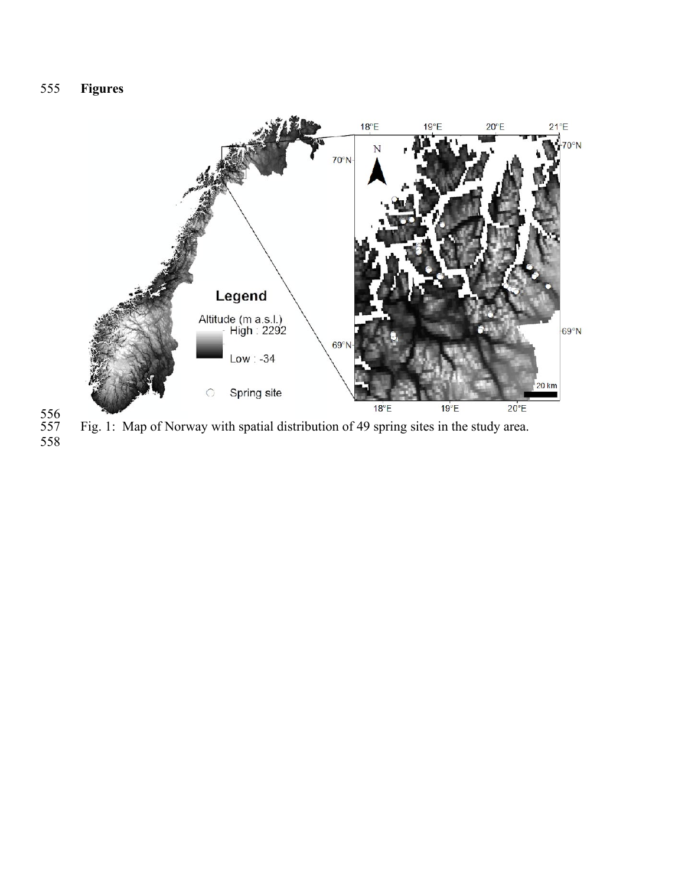**Figures**

Fig. 1: Map of Norway with spatial distribution of 49 spring sites in the study area.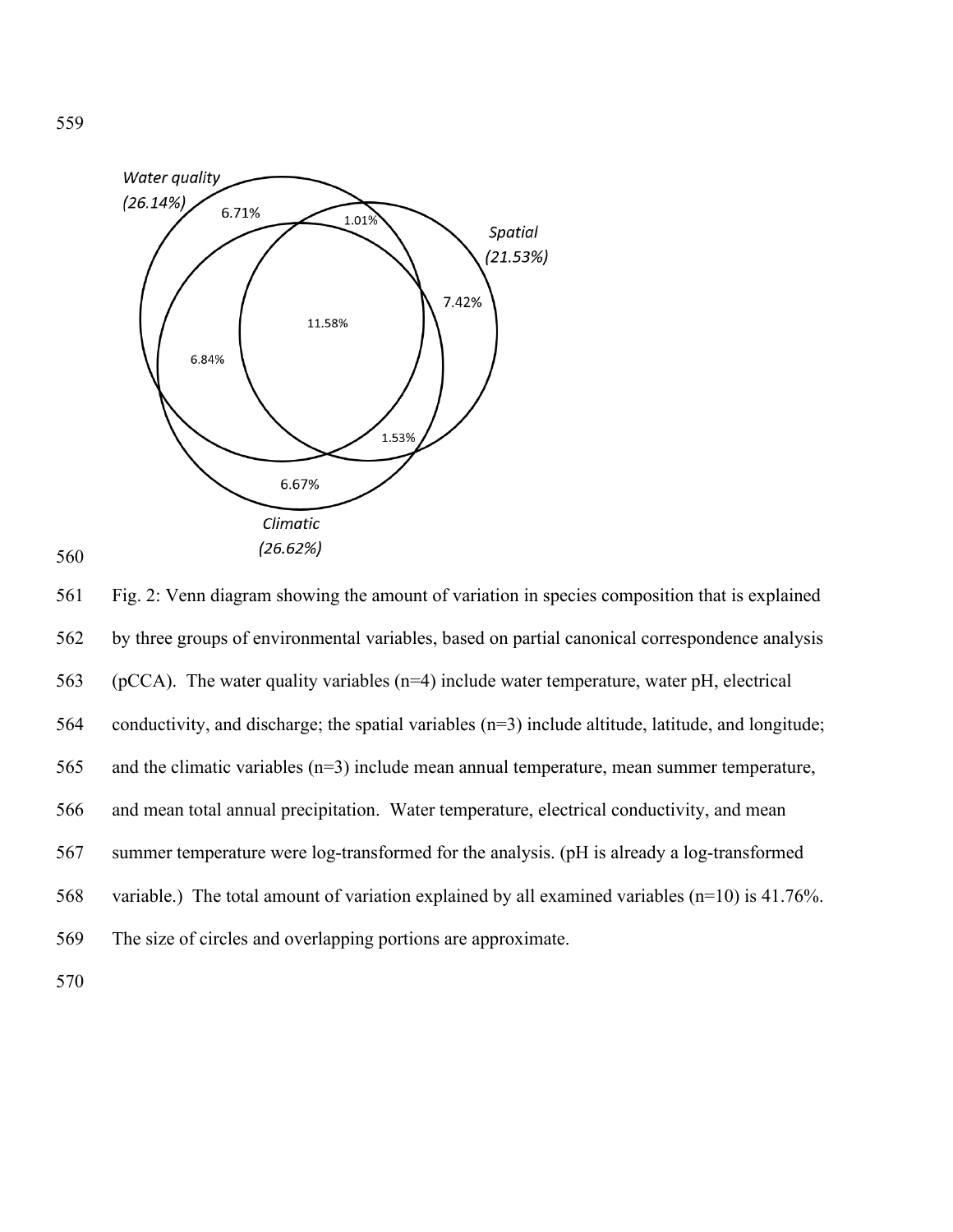Water quality (26.14%)

Spatial (21.53%)

Climatic (26.62%)

6.71%

1.01%

7.42%

11.58%

6.84%

1.53%

6.67%

Fig. 2: Venn diagram showing the amount of variation in species composition that is explained by three groups of environmental variables, based on partial canonical correspondence analysis (pCCA). The water quality variables (n=4) include water temperature, water pH, electrical conductivity, and discharge; the spatial variables (n=3) include altitude, latitude, and longitude; and the climatic variables (n=3) include mean annual temperature, mean summer temperature, and mean total annual precipitation. Water temperature, electrical conductivity, and mean summer temperature were log-transformed for the analysis. (pH is already a log-transformed variable.) The total amount of variation explained by all examined variables (n=10) is 41.76%. The size of circles and overlapping portions are approximate.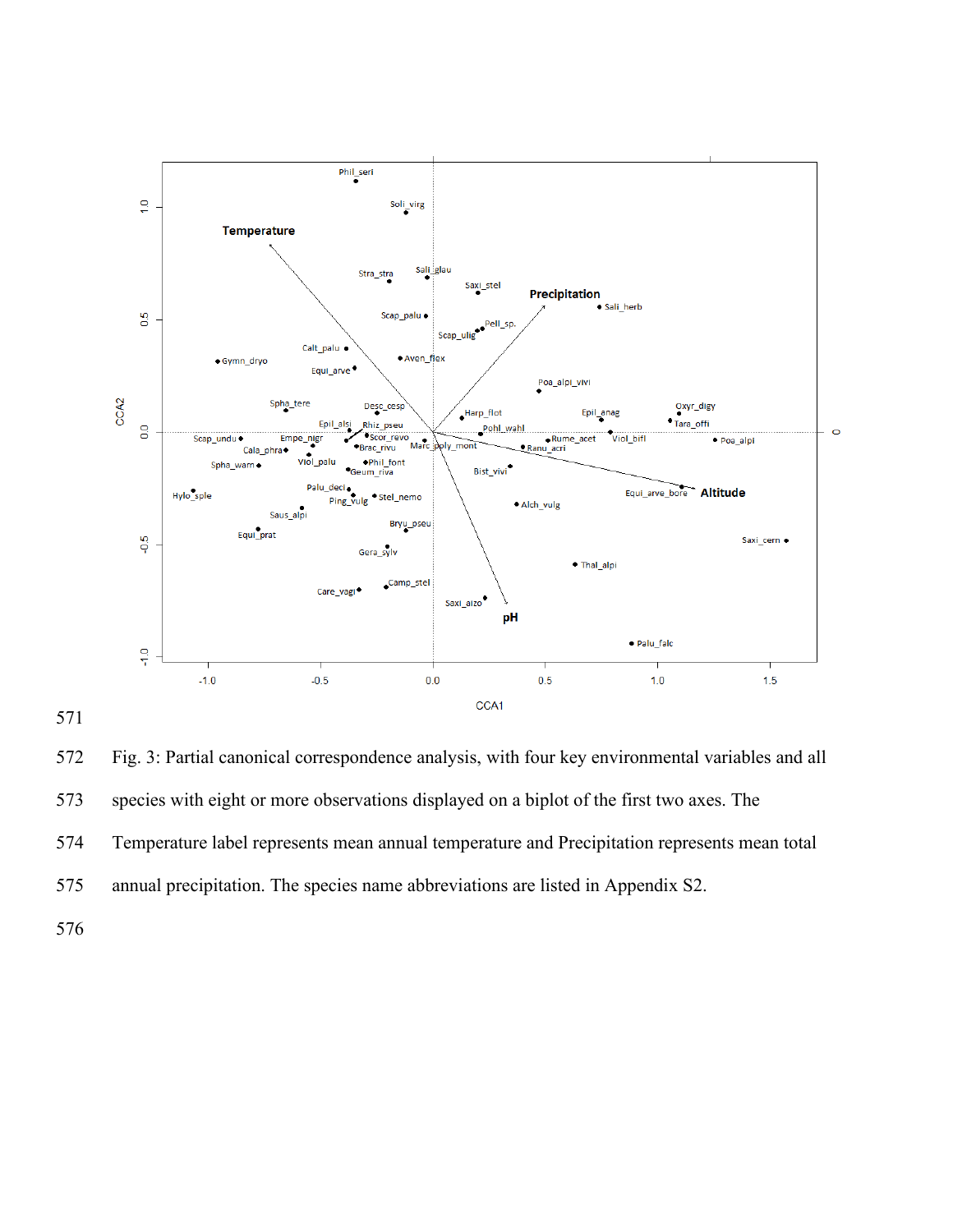Fig. 3: Partial canonical correspondence analysis, with four key environmental variables and all species with eight or more observations displayed on a biplot of the first two axes. The Temperature label represents mean annual temperature and Precipitation represents mean total annual precipitation. The species name abbreviations are listed in Appendix S2.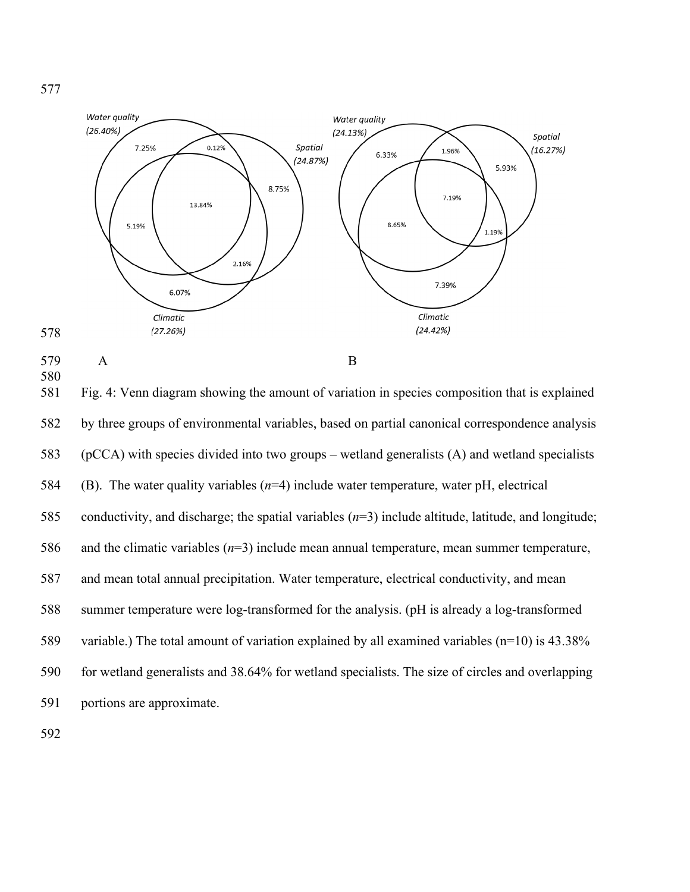Water quality (26.40%) — 7.25%, 0.12%, Spatial (24.87%), 8.75%, 13.84%, 5.19%, 2.16%, 6.07%, Climatic (27.26%)

Water quality (24.13%) — 6.33%, 1.96%, Spatial (16.27%), 5.93%, 7.19%, 8.65%, 1.19%, 7.39%, Climatic (24.42%)

A B

Fig. 4: Venn diagram showing the amount of variation in species composition that is explained by three groups of environmental variables, based on partial canonical correspondence analysis (pCCA) with species divided into two groups – wetland generalists (A) and wetland specialists (B). The water quality variables (*n*=4) include water temperature, water pH, electrical conductivity, and discharge; the spatial variables (*n*=3) include altitude, latitude, and longitude; and the climatic variables (*n*=3) include mean annual temperature, mean summer temperature, and mean total annual precipitation. Water temperature, electrical conductivity, and mean summer temperature were log-transformed for the analysis. (pH is already a log-transformed variable.) The total amount of variation explained by all examined variables (n=10) is 43.38% for wetland generalists and 38.64% for wetland specialists. The size of circles and overlapping portions are approximate.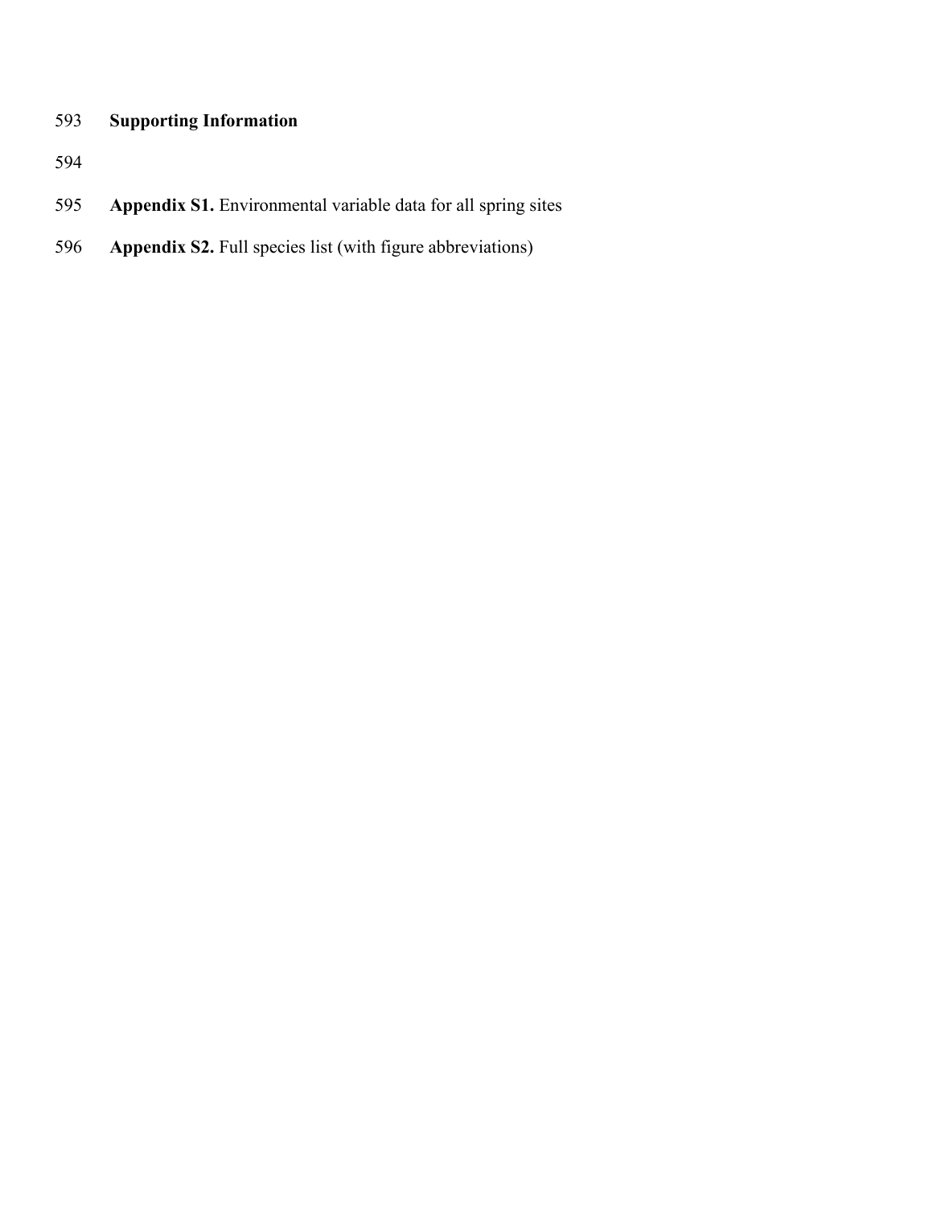## Supporting Information

**Appendix S1.** Environmental variable data for all spring sites

**Appendix S2.** Full species list (with figure abbreviations)